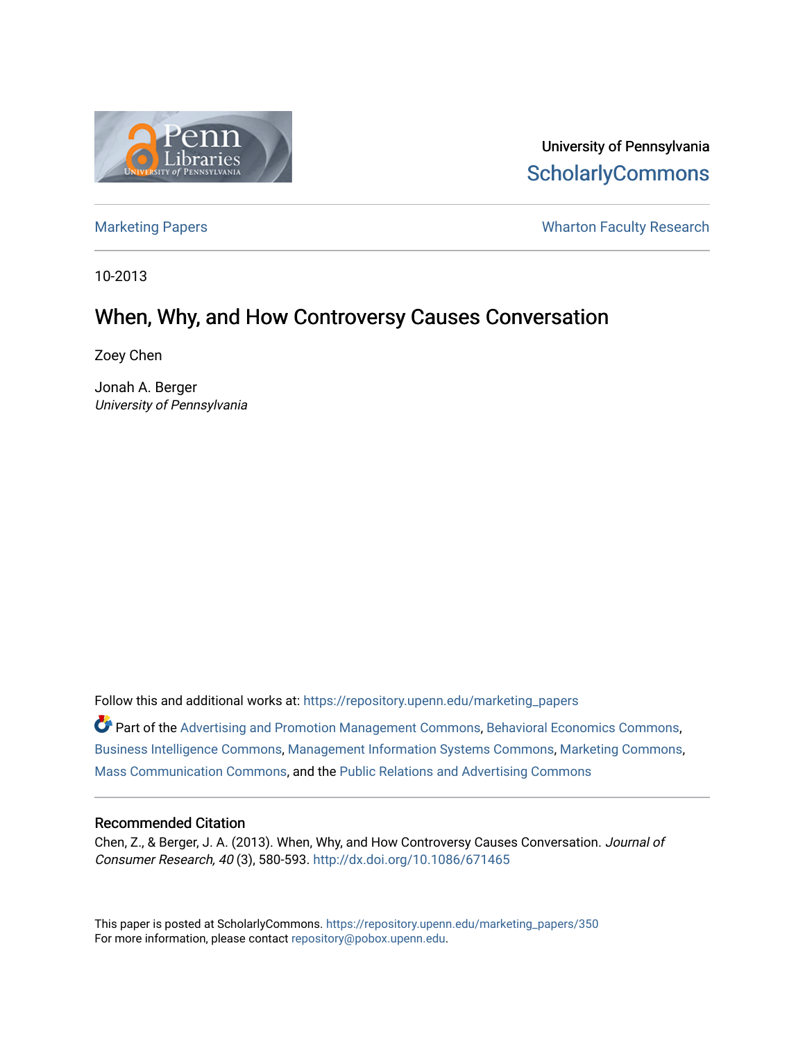University of Pennsylvania
ScholarlyCommons

Marketing Papers | Wharton Faculty Research

10-2013

# When, Why, and How Controversy Causes Conversation

Zoey Chen

Jonah A. Berger
*University of Pennsylvania*

Follow this and additional works at: https://repository.upenn.edu/marketing_papers

Part of the Advertising and Promotion Management Commons, Behavioral Economics Commons, Business Intelligence Commons, Management Information Systems Commons, Marketing Commons, Mass Communication Commons, and the Public Relations and Advertising Commons

## Recommended Citation

Chen, Z., & Berger, J. A. (2013). When, Why, and How Controversy Causes Conversation. *Journal of Consumer Research, 40* (3), 580-593. http://dx.doi.org/10.1086/671465

This paper is posted at ScholarlyCommons. https://repository.upenn.edu/marketing_papers/350
For more information, please contact repository@pobox.upenn.edu.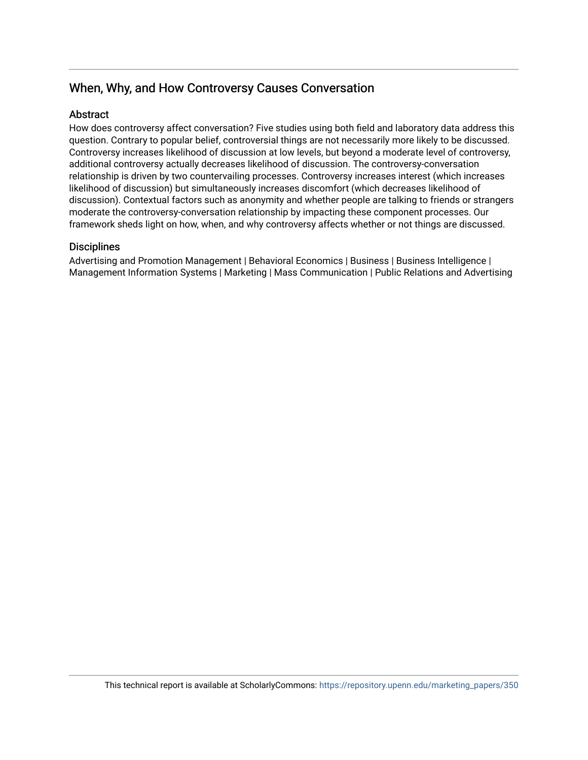## When, Why, and How Controversy Causes Conversation

### Abstract

How does controversy affect conversation? Five studies using both field and laboratory data address this question. Contrary to popular belief, controversial things are not necessarily more likely to be discussed. Controversy increases likelihood of discussion at low levels, but beyond a moderate level of controversy, additional controversy actually decreases likelihood of discussion. The controversy-conversation relationship is driven by two countervailing processes. Controversy increases interest (which increases likelihood of discussion) but simultaneously increases discomfort (which decreases likelihood of discussion). Contextual factors such as anonymity and whether people are talking to friends or strangers moderate the controversy-conversation relationship by impacting these component processes. Our framework sheds light on how, when, and why controversy affects whether or not things are discussed.

### Disciplines

Advertising and Promotion Management | Behavioral Economics | Business | Business Intelligence | Management Information Systems | Marketing | Mass Communication | Public Relations and Advertising

This technical report is available at ScholarlyCommons: https://repository.upenn.edu/marketing_papers/350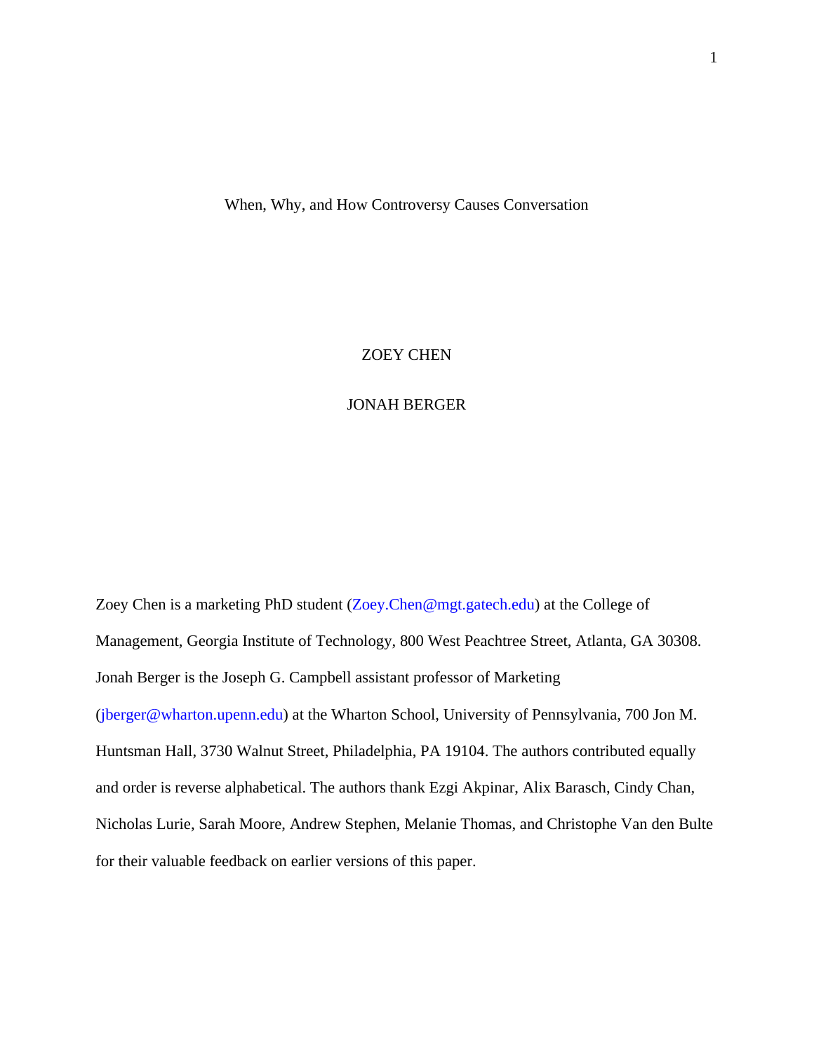# When, Why, and How Controversy Causes Conversation

ZOEY CHEN

JONAH BERGER

Zoey Chen is a marketing PhD student (Zoey.Chen@mgt.gatech.edu) at the College of Management, Georgia Institute of Technology, 800 West Peachtree Street, Atlanta, GA 30308. Jonah Berger is the Joseph G. Campbell assistant professor of Marketing (jberger@wharton.upenn.edu) at the Wharton School, University of Pennsylvania, 700 Jon M. Huntsman Hall, 3730 Walnut Street, Philadelphia, PA 19104. The authors contributed equally and order is reverse alphabetical. The authors thank Ezgi Akpinar, Alix Barasch, Cindy Chan, Nicholas Lurie, Sarah Moore, Andrew Stephen, Melanie Thomas, and Christophe Van den Bulte for their valuable feedback on earlier versions of this paper.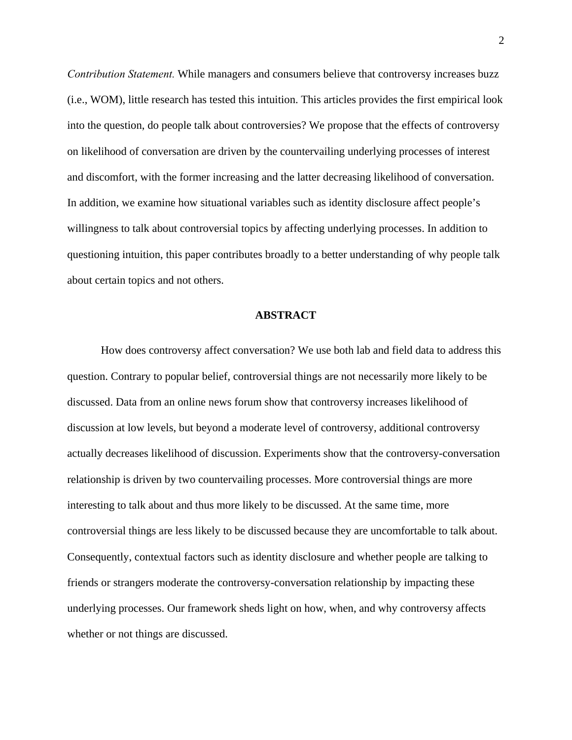*Contribution Statement.* While managers and consumers believe that controversy increases buzz (i.e., WOM), little research has tested this intuition. This articles provides the first empirical look into the question, do people talk about controversies? We propose that the effects of controversy on likelihood of conversation are driven by the countervailing underlying processes of interest and discomfort, with the former increasing and the latter decreasing likelihood of conversation. In addition, we examine how situational variables such as identity disclosure affect people's willingness to talk about controversial topics by affecting underlying processes. In addition to questioning intuition, this paper contributes broadly to a better understanding of why people talk about certain topics and not others.

## ABSTRACT

How does controversy affect conversation? We use both lab and field data to address this question. Contrary to popular belief, controversial things are not necessarily more likely to be discussed. Data from an online news forum show that controversy increases likelihood of discussion at low levels, but beyond a moderate level of controversy, additional controversy actually decreases likelihood of discussion. Experiments show that the controversy-conversation relationship is driven by two countervailing processes. More controversial things are more interesting to talk about and thus more likely to be discussed. At the same time, more controversial things are less likely to be discussed because they are uncomfortable to talk about. Consequently, contextual factors such as identity disclosure and whether people are talking to friends or strangers moderate the controversy-conversation relationship by impacting these underlying processes. Our framework sheds light on how, when, and why controversy affects whether or not things are discussed.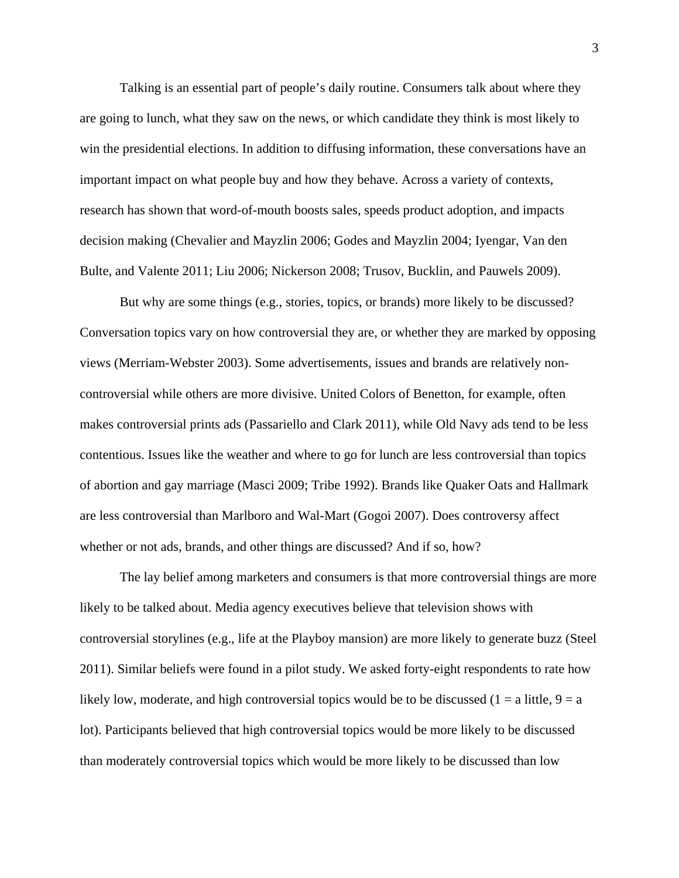Talking is an essential part of people's daily routine. Consumers talk about where they are going to lunch, what they saw on the news, or which candidate they think is most likely to win the presidential elections. In addition to diffusing information, these conversations have an important impact on what people buy and how they behave. Across a variety of contexts, research has shown that word-of-mouth boosts sales, speeds product adoption, and impacts decision making (Chevalier and Mayzlin 2006; Godes and Mayzlin 2004; Iyengar, Van den Bulte, and Valente 2011; Liu 2006; Nickerson 2008; Trusov, Bucklin, and Pauwels 2009).

But why are some things (e.g., stories, topics, or brands) more likely to be discussed? Conversation topics vary on how controversial they are, or whether they are marked by opposing views (Merriam-Webster 2003). Some advertisements, issues and brands are relatively non-controversial while others are more divisive. United Colors of Benetton, for example, often makes controversial prints ads (Passariello and Clark 2011), while Old Navy ads tend to be less contentious. Issues like the weather and where to go for lunch are less controversial than topics of abortion and gay marriage (Masci 2009; Tribe 1992). Brands like Quaker Oats and Hallmark are less controversial than Marlboro and Wal-Mart (Gogoi 2007). Does controversy affect whether or not ads, brands, and other things are discussed? And if so, how?

The lay belief among marketers and consumers is that more controversial things are more likely to be talked about. Media agency executives believe that television shows with controversial storylines (e.g., life at the Playboy mansion) are more likely to generate buzz (Steel 2011). Similar beliefs were found in a pilot study. We asked forty-eight respondents to rate how likely low, moderate, and high controversial topics would be to be discussed (1 = a little, 9 = a lot). Participants believed that high controversial topics would be more likely to be discussed than moderately controversial topics which would be more likely to be discussed than low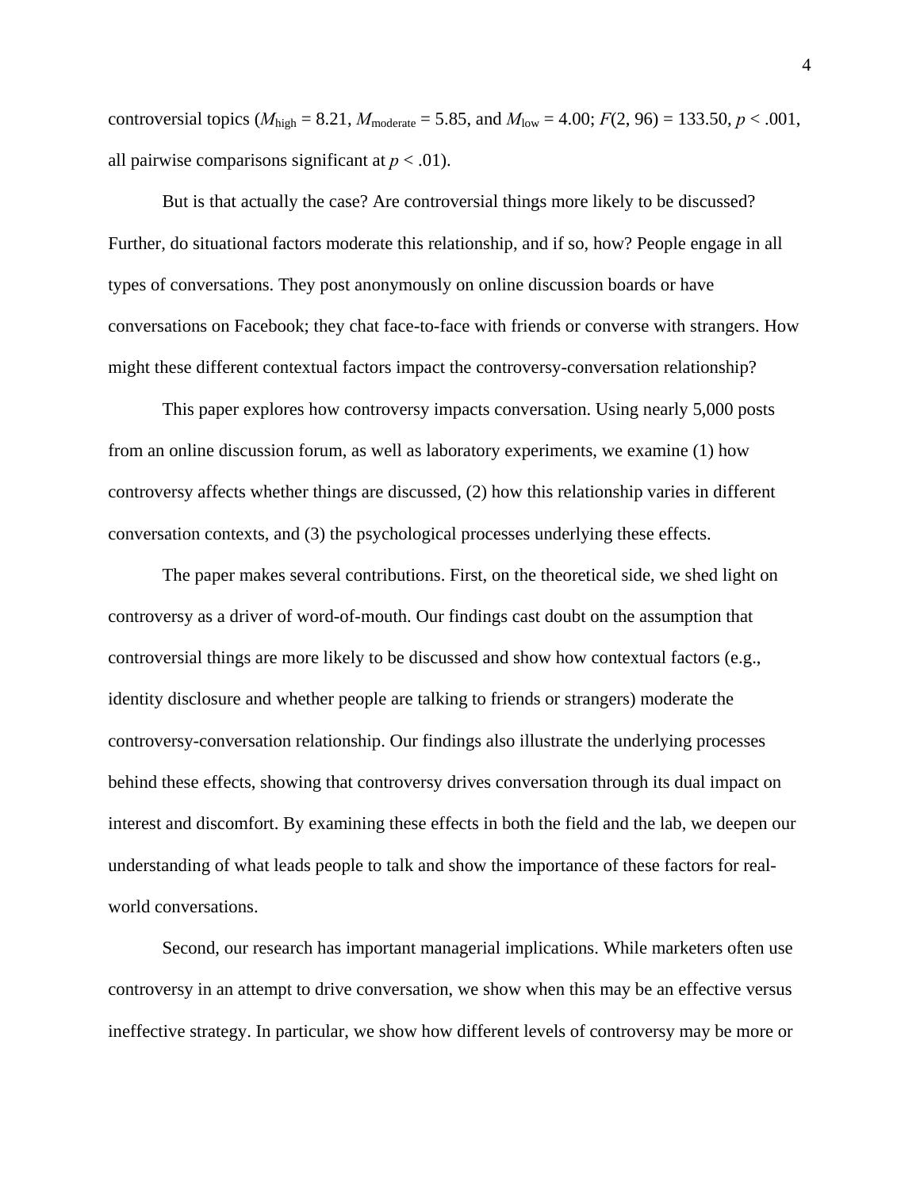controversial topics ($M_{high} = 8.21$, $M_{moderate} = 5.85$, and $M_{low} = 4.00$; $F(2, 96) = 133.50$, $p < .001$, all pairwise comparisons significant at $p < .01$).

But is that actually the case? Are controversial things more likely to be discussed? Further, do situational factors moderate this relationship, and if so, how? People engage in all types of conversations. They post anonymously on online discussion boards or have conversations on Facebook; they chat face-to-face with friends or converse with strangers. How might these different contextual factors impact the controversy-conversation relationship?

This paper explores how controversy impacts conversation. Using nearly 5,000 posts from an online discussion forum, as well as laboratory experiments, we examine (1) how controversy affects whether things are discussed, (2) how this relationship varies in different conversation contexts, and (3) the psychological processes underlying these effects.

The paper makes several contributions. First, on the theoretical side, we shed light on controversy as a driver of word-of-mouth. Our findings cast doubt on the assumption that controversial things are more likely to be discussed and show how contextual factors (e.g., identity disclosure and whether people are talking to friends or strangers) moderate the controversy-conversation relationship. Our findings also illustrate the underlying processes behind these effects, showing that controversy drives conversation through its dual impact on interest and discomfort. By examining these effects in both the field and the lab, we deepen our understanding of what leads people to talk and show the importance of these factors for real-world conversations.

Second, our research has important managerial implications. While marketers often use controversy in an attempt to drive conversation, we show when this may be an effective versus ineffective strategy. In particular, we show how different levels of controversy may be more or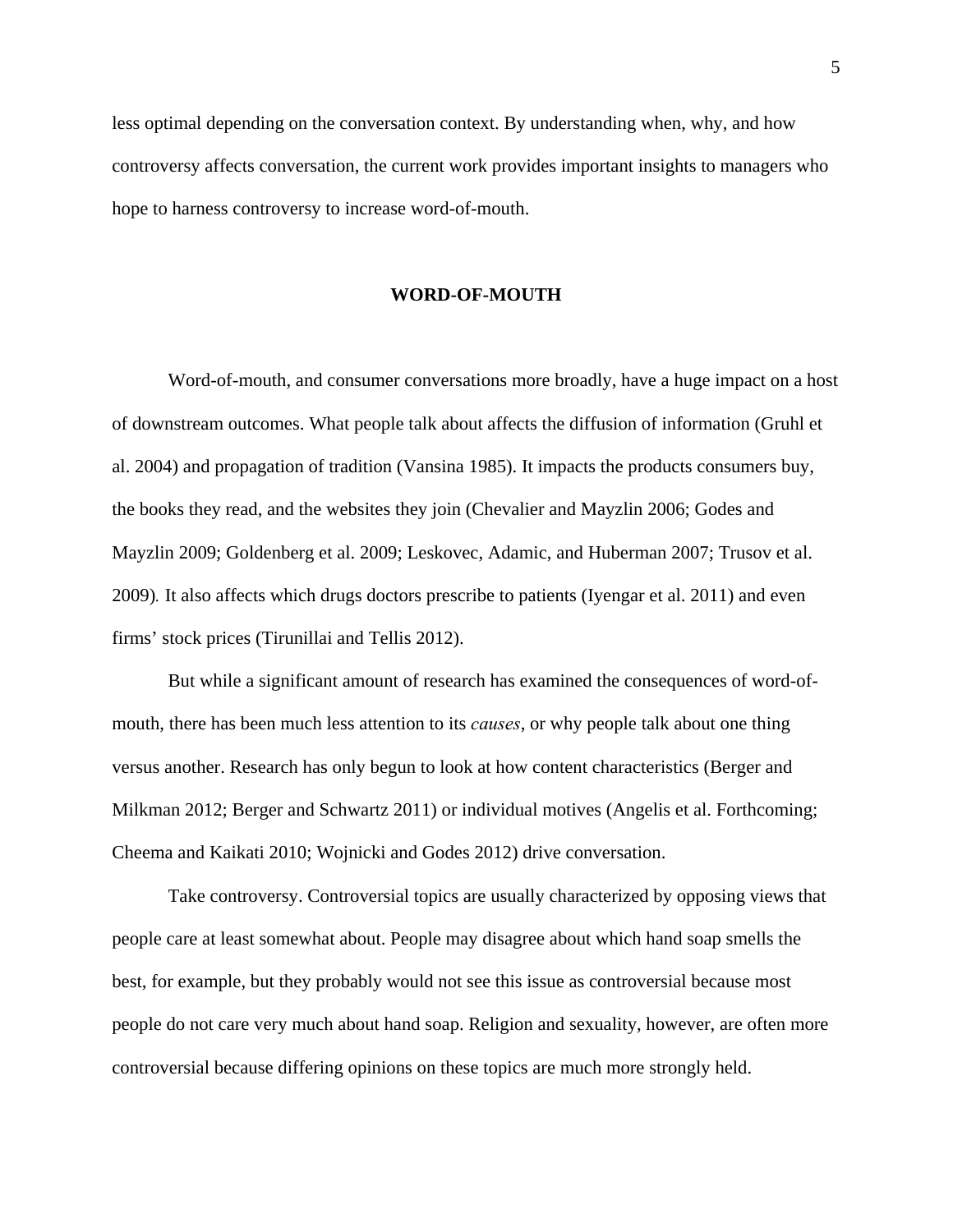less optimal depending on the conversation context. By understanding when, why, and how controversy affects conversation, the current work provides important insights to managers who hope to harness controversy to increase word-of-mouth.

## WORD-OF-MOUTH

Word-of-mouth, and consumer conversations more broadly, have a huge impact on a host of downstream outcomes. What people talk about affects the diffusion of information (Gruhl et al. 2004) and propagation of tradition (Vansina 1985). It impacts the products consumers buy, the books they read, and the websites they join (Chevalier and Mayzlin 2006; Godes and Mayzlin 2009; Goldenberg et al. 2009; Leskovec, Adamic, and Huberman 2007; Trusov et al. 2009). It also affects which drugs doctors prescribe to patients (Iyengar et al. 2011) and even firms' stock prices (Tirunillai and Tellis 2012).

But while a significant amount of research has examined the consequences of word-of-mouth, there has been much less attention to its *causes*, or why people talk about one thing versus another. Research has only begun to look at how content characteristics (Berger and Milkman 2012; Berger and Schwartz 2011) or individual motives (Angelis et al. Forthcoming; Cheema and Kaikati 2010; Wojnicki and Godes 2012) drive conversation.

Take controversy. Controversial topics are usually characterized by opposing views that people care at least somewhat about. People may disagree about which hand soap smells the best, for example, but they probably would not see this issue as controversial because most people do not care very much about hand soap. Religion and sexuality, however, are often more controversial because differing opinions on these topics are much more strongly held.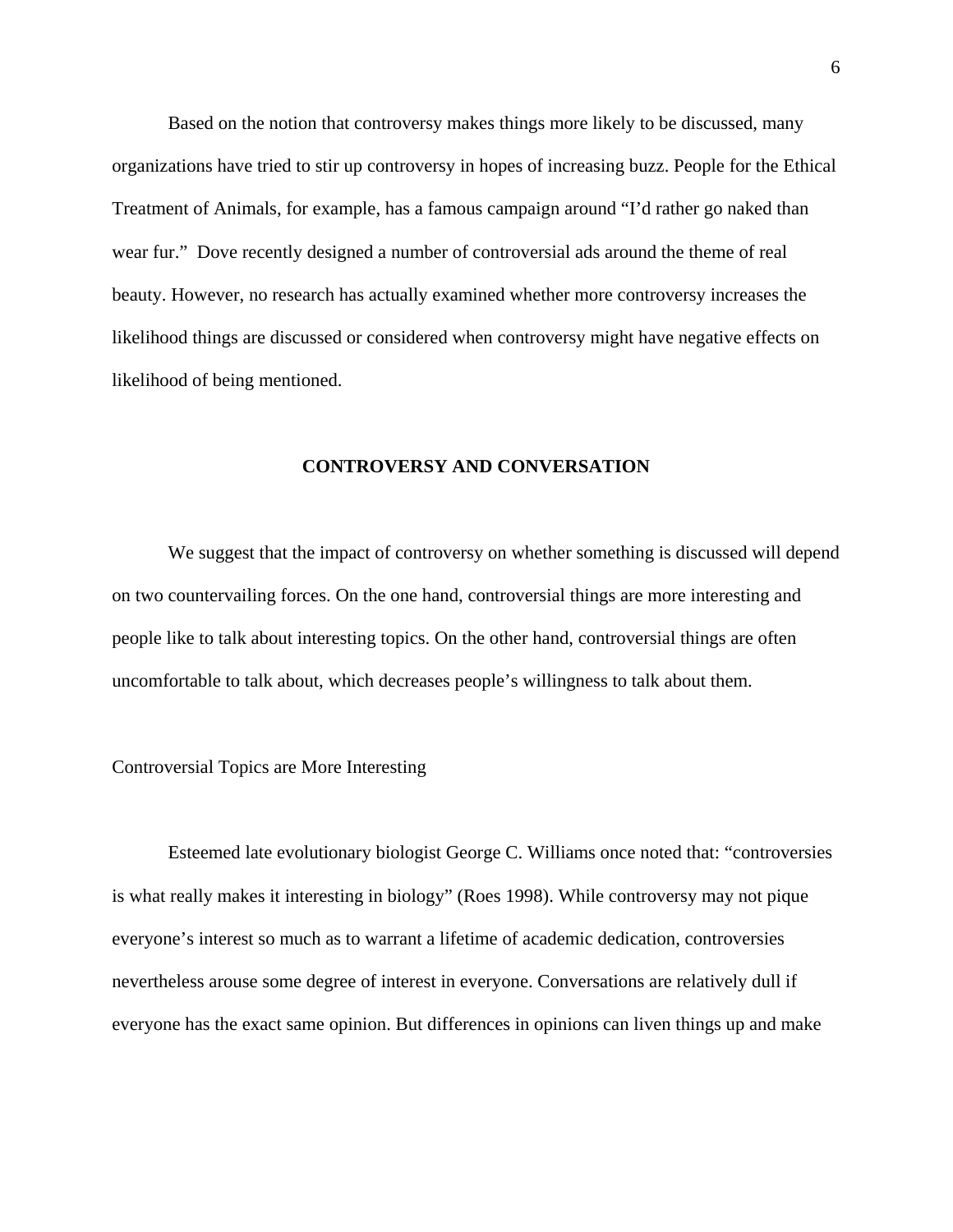Based on the notion that controversy makes things more likely to be discussed, many organizations have tried to stir up controversy in hopes of increasing buzz. People for the Ethical Treatment of Animals, for example, has a famous campaign around "I'd rather go naked than wear fur." Dove recently designed a number of controversial ads around the theme of real beauty. However, no research has actually examined whether more controversy increases the likelihood things are discussed or considered when controversy might have negative effects on likelihood of being mentioned.

## CONTROVERSY AND CONVERSATION

We suggest that the impact of controversy on whether something is discussed will depend on two countervailing forces. On the one hand, controversial things are more interesting and people like to talk about interesting topics. On the other hand, controversial things are often uncomfortable to talk about, which decreases people's willingness to talk about them.

### Controversial Topics are More Interesting

Esteemed late evolutionary biologist George C. Williams once noted that: "controversies is what really makes it interesting in biology" (Roes 1998). While controversy may not pique everyone's interest so much as to warrant a lifetime of academic dedication, controversies nevertheless arouse some degree of interest in everyone. Conversations are relatively dull if everyone has the exact same opinion. But differences in opinions can liven things up and make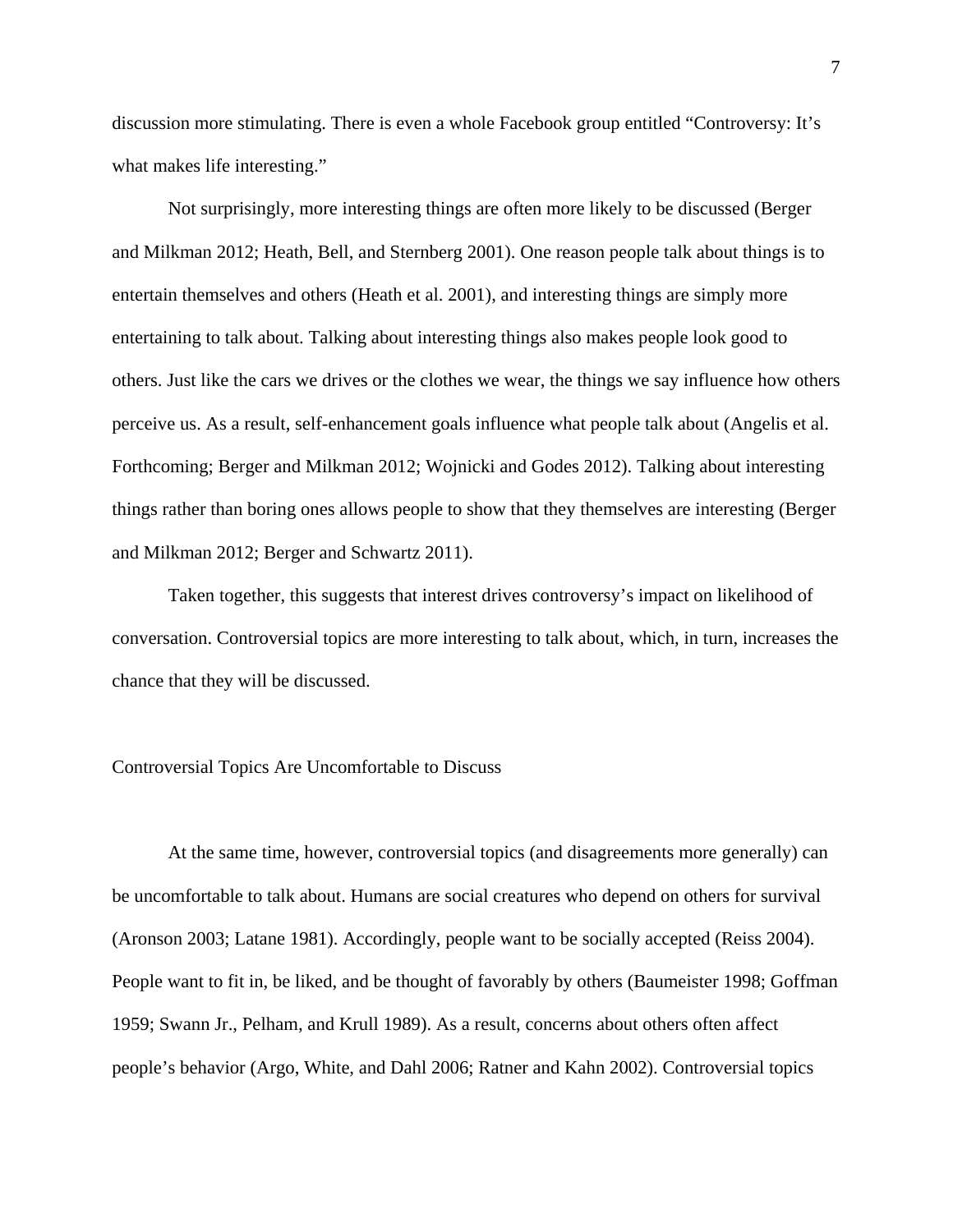discussion more stimulating. There is even a whole Facebook group entitled "Controversy: It's what makes life interesting."

Not surprisingly, more interesting things are often more likely to be discussed (Berger and Milkman 2012; Heath, Bell, and Sternberg 2001). One reason people talk about things is to entertain themselves and others (Heath et al. 2001), and interesting things are simply more entertaining to talk about. Talking about interesting things also makes people look good to others. Just like the cars we drives or the clothes we wear, the things we say influence how others perceive us. As a result, self-enhancement goals influence what people talk about (Angelis et al. Forthcoming; Berger and Milkman 2012; Wojnicki and Godes 2012). Talking about interesting things rather than boring ones allows people to show that they themselves are interesting (Berger and Milkman 2012; Berger and Schwartz 2011).

Taken together, this suggests that interest drives controversy's impact on likelihood of conversation. Controversial topics are more interesting to talk about, which, in turn, increases the chance that they will be discussed.

## Controversial Topics Are Uncomfortable to Discuss

At the same time, however, controversial topics (and disagreements more generally) can be uncomfortable to talk about. Humans are social creatures who depend on others for survival (Aronson 2003; Latane 1981). Accordingly, people want to be socially accepted (Reiss 2004). People want to fit in, be liked, and be thought of favorably by others (Baumeister 1998; Goffman 1959; Swann Jr., Pelham, and Krull 1989). As a result, concerns about others often affect people's behavior (Argo, White, and Dahl 2006; Ratner and Kahn 2002). Controversial topics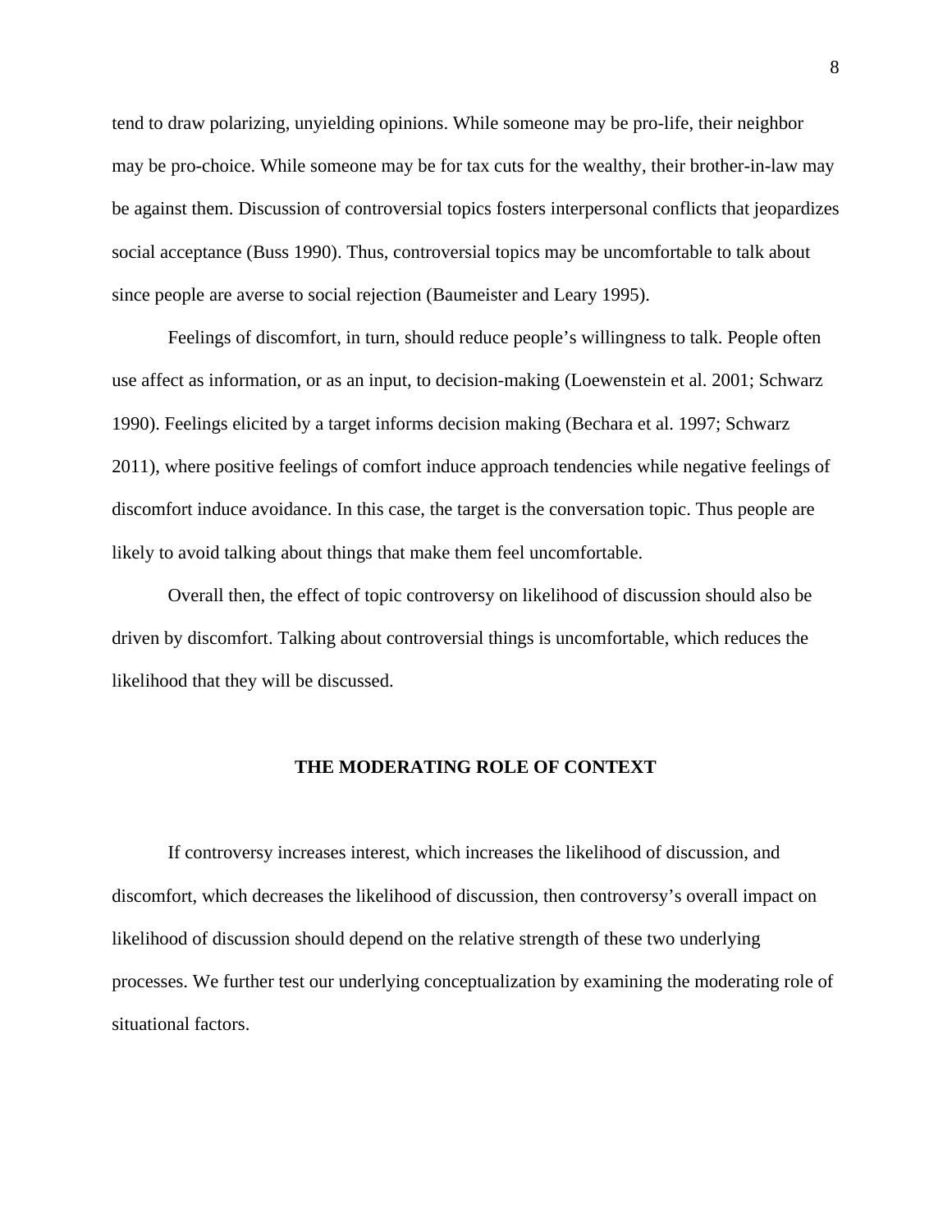tend to draw polarizing, unyielding opinions. While someone may be pro-life, their neighbor may be pro-choice. While someone may be for tax cuts for the wealthy, their brother-in-law may be against them. Discussion of controversial topics fosters interpersonal conflicts that jeopardizes social acceptance (Buss 1990). Thus, controversial topics may be uncomfortable to talk about since people are averse to social rejection (Baumeister and Leary 1995).

Feelings of discomfort, in turn, should reduce people's willingness to talk. People often use affect as information, or as an input, to decision-making (Loewenstein et al. 2001; Schwarz 1990). Feelings elicited by a target informs decision making (Bechara et al. 1997; Schwarz 2011), where positive feelings of comfort induce approach tendencies while negative feelings of discomfort induce avoidance. In this case, the target is the conversation topic. Thus people are likely to avoid talking about things that make them feel uncomfortable.

Overall then, the effect of topic controversy on likelihood of discussion should also be driven by discomfort. Talking about controversial things is uncomfortable, which reduces the likelihood that they will be discussed.

## THE MODERATING ROLE OF CONTEXT

If controversy increases interest, which increases the likelihood of discussion, and discomfort, which decreases the likelihood of discussion, then controversy's overall impact on likelihood of discussion should depend on the relative strength of these two underlying processes. We further test our underlying conceptualization by examining the moderating role of situational factors.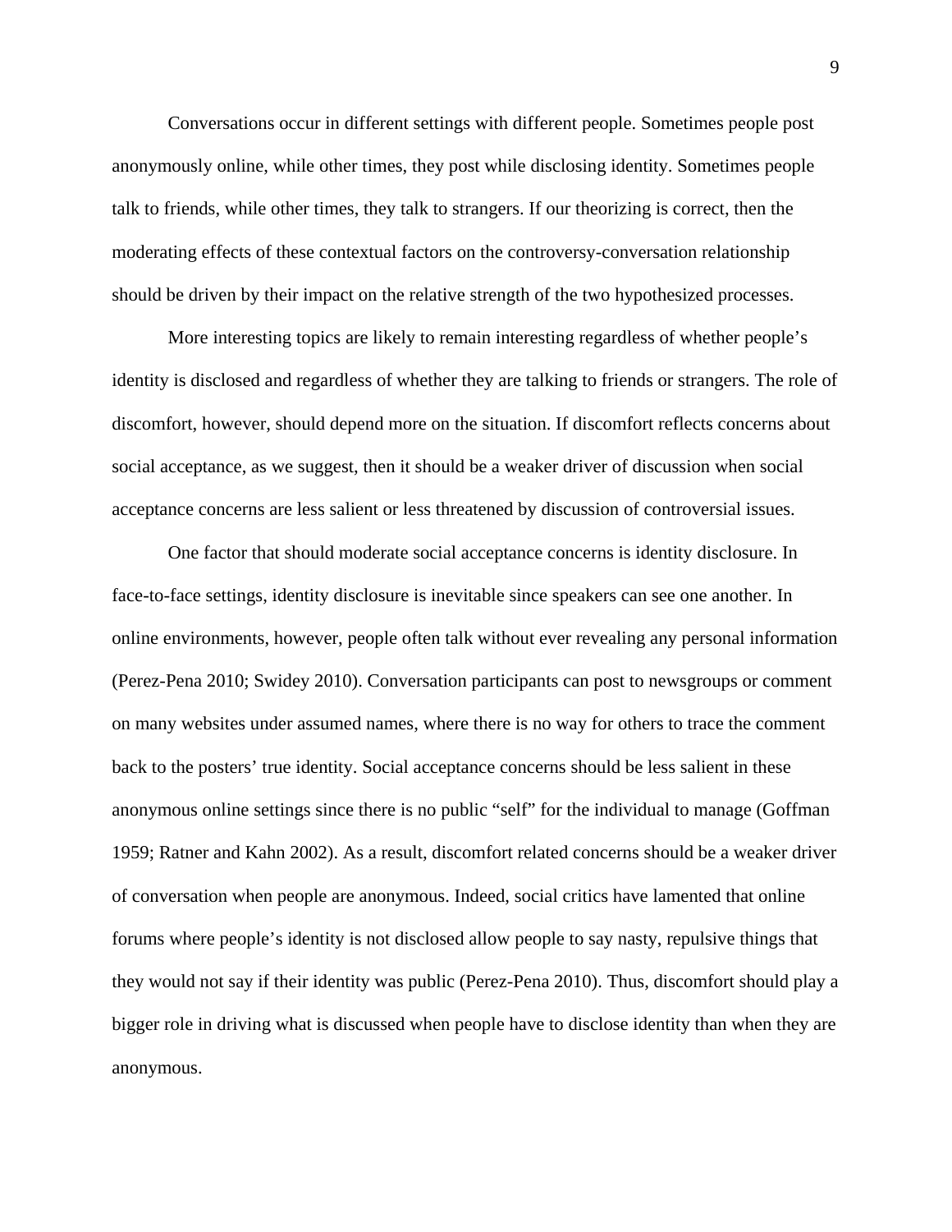Conversations occur in different settings with different people. Sometimes people post anonymously online, while other times, they post while disclosing identity. Sometimes people talk to friends, while other times, they talk to strangers. If our theorizing is correct, then the moderating effects of these contextual factors on the controversy-conversation relationship should be driven by their impact on the relative strength of the two hypothesized processes.

More interesting topics are likely to remain interesting regardless of whether people's identity is disclosed and regardless of whether they are talking to friends or strangers. The role of discomfort, however, should depend more on the situation. If discomfort reflects concerns about social acceptance, as we suggest, then it should be a weaker driver of discussion when social acceptance concerns are less salient or less threatened by discussion of controversial issues.

One factor that should moderate social acceptance concerns is identity disclosure. In face-to-face settings, identity disclosure is inevitable since speakers can see one another. In online environments, however, people often talk without ever revealing any personal information (Perez-Pena 2010; Swidey 2010). Conversation participants can post to newsgroups or comment on many websites under assumed names, where there is no way for others to trace the comment back to the posters' true identity. Social acceptance concerns should be less salient in these anonymous online settings since there is no public "self" for the individual to manage (Goffman 1959; Ratner and Kahn 2002). As a result, discomfort related concerns should be a weaker driver of conversation when people are anonymous. Indeed, social critics have lamented that online forums where people's identity is not disclosed allow people to say nasty, repulsive things that they would not say if their identity was public (Perez-Pena 2010). Thus, discomfort should play a bigger role in driving what is discussed when people have to disclose identity than when they are anonymous.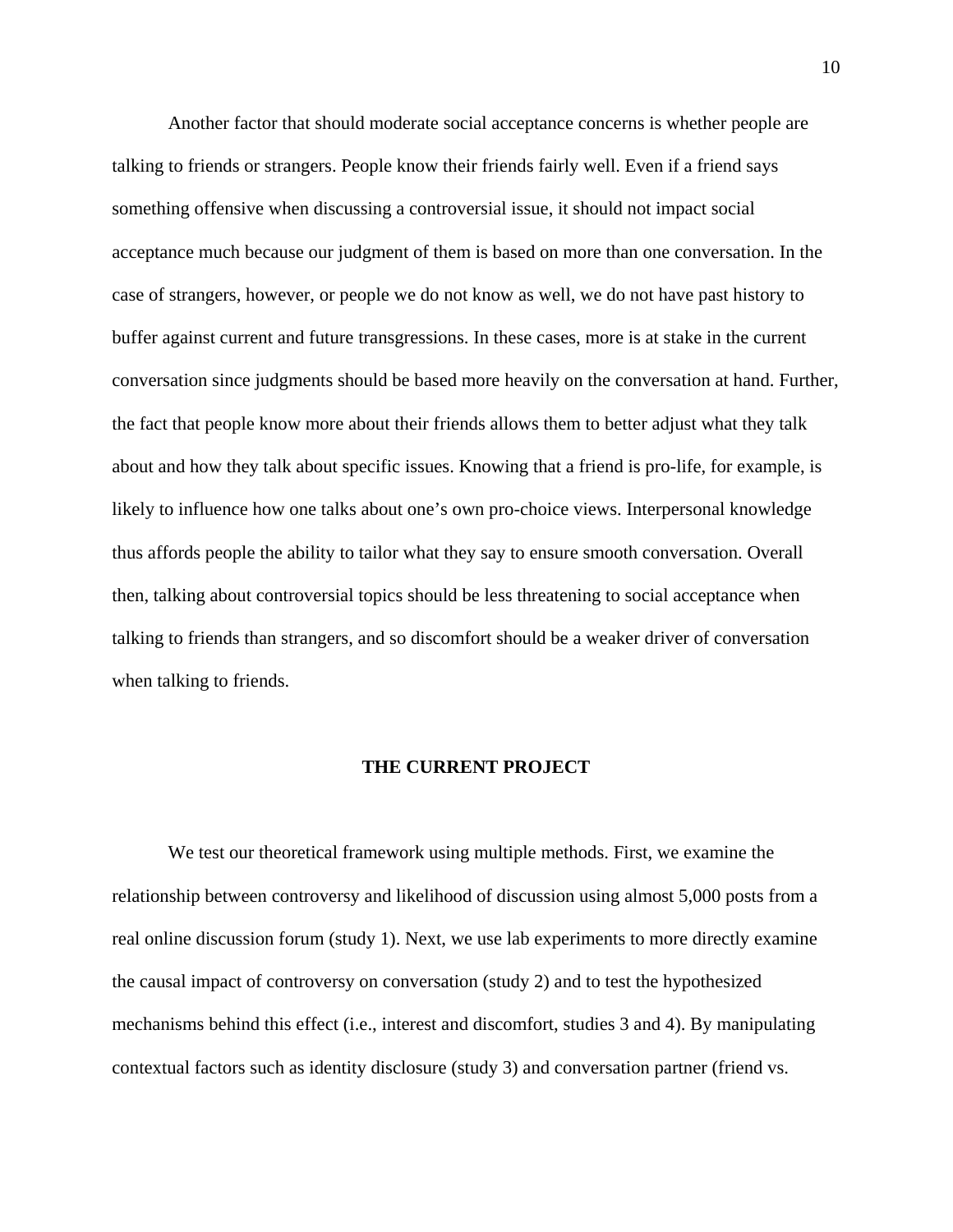Another factor that should moderate social acceptance concerns is whether people are talking to friends or strangers. People know their friends fairly well. Even if a friend says something offensive when discussing a controversial issue, it should not impact social acceptance much because our judgment of them is based on more than one conversation. In the case of strangers, however, or people we do not know as well, we do not have past history to buffer against current and future transgressions. In these cases, more is at stake in the current conversation since judgments should be based more heavily on the conversation at hand. Further, the fact that people know more about their friends allows them to better adjust what they talk about and how they talk about specific issues. Knowing that a friend is pro-life, for example, is likely to influence how one talks about one's own pro-choice views. Interpersonal knowledge thus affords people the ability to tailor what they say to ensure smooth conversation. Overall then, talking about controversial topics should be less threatening to social acceptance when talking to friends than strangers, and so discomfort should be a weaker driver of conversation when talking to friends.

## THE CURRENT PROJECT

We test our theoretical framework using multiple methods. First, we examine the relationship between controversy and likelihood of discussion using almost 5,000 posts from a real online discussion forum (study 1). Next, we use lab experiments to more directly examine the causal impact of controversy on conversation (study 2) and to test the hypothesized mechanisms behind this effect (i.e., interest and discomfort, studies 3 and 4). By manipulating contextual factors such as identity disclosure (study 3) and conversation partner (friend vs.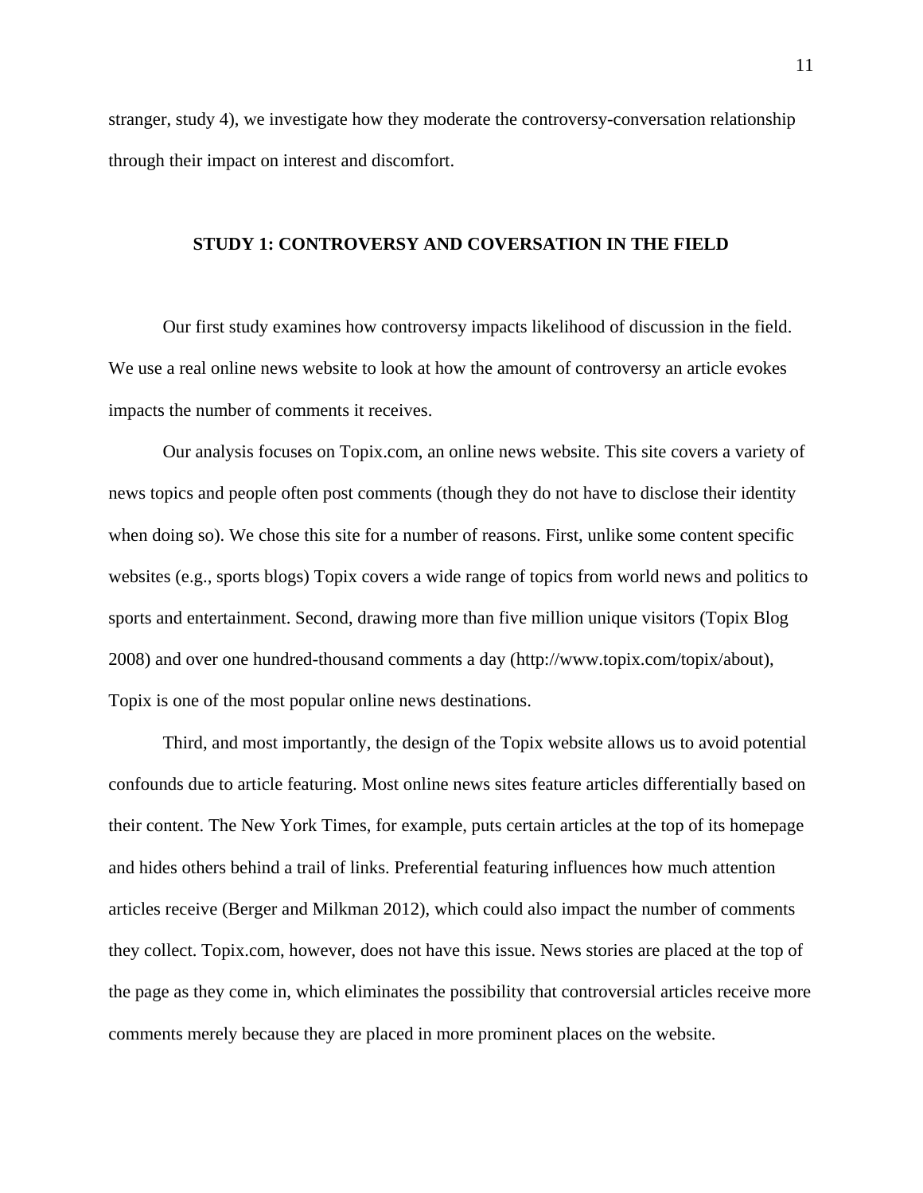stranger, study 4), we investigate how they moderate the controversy-conversation relationship through their impact on interest and discomfort.

## STUDY 1: CONTROVERSY AND COVERSATION IN THE FIELD

Our first study examines how controversy impacts likelihood of discussion in the field. We use a real online news website to look at how the amount of controversy an article evokes impacts the number of comments it receives.

Our analysis focuses on Topix.com, an online news website. This site covers a variety of news topics and people often post comments (though they do not have to disclose their identity when doing so). We chose this site for a number of reasons. First, unlike some content specific websites (e.g., sports blogs) Topix covers a wide range of topics from world news and politics to sports and entertainment. Second, drawing more than five million unique visitors (Topix Blog 2008) and over one hundred-thousand comments a day (http://www.topix.com/topix/about), Topix is one of the most popular online news destinations.

Third, and most importantly, the design of the Topix website allows us to avoid potential confounds due to article featuring. Most online news sites feature articles differentially based on their content. The New York Times, for example, puts certain articles at the top of its homepage and hides others behind a trail of links. Preferential featuring influences how much attention articles receive (Berger and Milkman 2012), which could also impact the number of comments they collect. Topix.com, however, does not have this issue. News stories are placed at the top of the page as they come in, which eliminates the possibility that controversial articles receive more comments merely because they are placed in more prominent places on the website.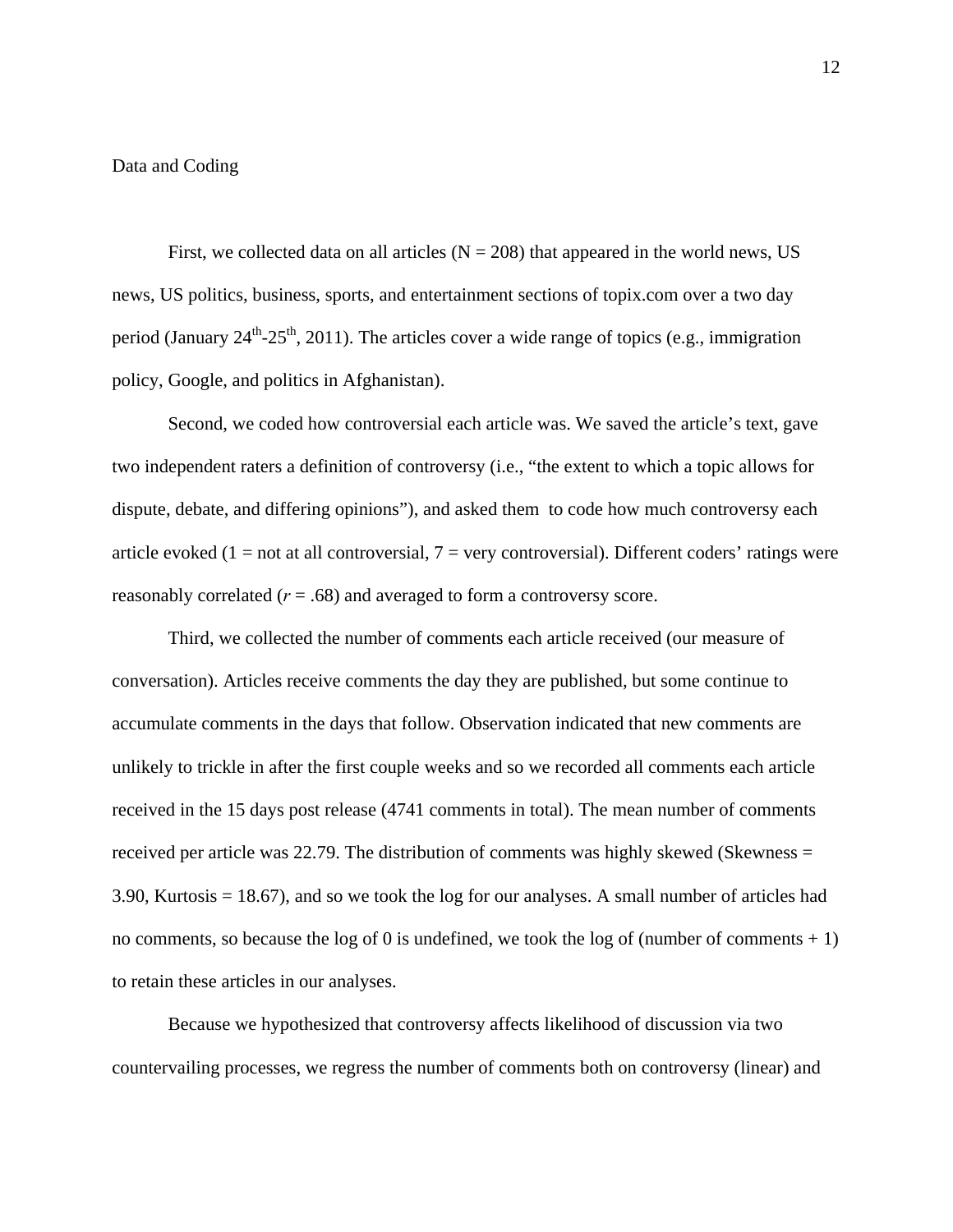## Data and Coding

First, we collected data on all articles (N = 208) that appeared in the world news, US news, US politics, business, sports, and entertainment sections of topix.com over a two day period (January 24th-25th, 2011). The articles cover a wide range of topics (e.g., immigration policy, Google, and politics in Afghanistan).

Second, we coded how controversial each article was. We saved the article's text, gave two independent raters a definition of controversy (i.e., "the extent to which a topic allows for dispute, debate, and differing opinions"), and asked them to code how much controversy each article evoked (1 = not at all controversial, 7 = very controversial). Different coders' ratings were reasonably correlated ($r$ = .68) and averaged to form a controversy score.

Third, we collected the number of comments each article received (our measure of conversation). Articles receive comments the day they are published, but some continue to accumulate comments in the days that follow. Observation indicated that new comments are unlikely to trickle in after the first couple weeks and so we recorded all comments each article received in the 15 days post release (4741 comments in total). The mean number of comments received per article was 22.79. The distribution of comments was highly skewed (Skewness = 3.90, Kurtosis = 18.67), and so we took the log for our analyses. A small number of articles had no comments, so because the log of 0 is undefined, we took the log of (number of comments + 1) to retain these articles in our analyses.

Because we hypothesized that controversy affects likelihood of discussion via two countervailing processes, we regress the number of comments both on controversy (linear) and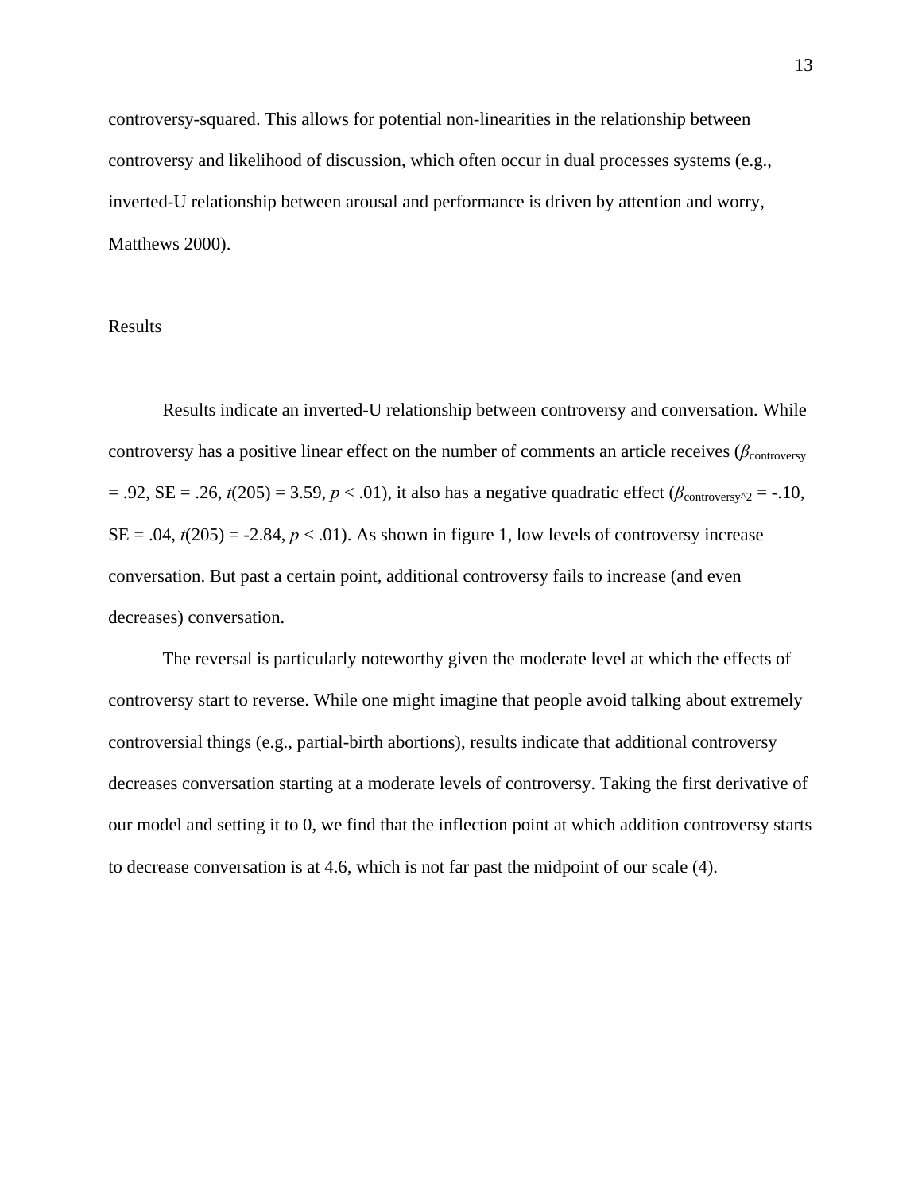controversy-squared. This allows for potential non-linearities in the relationship between controversy and likelihood of discussion, which often occur in dual processes systems (e.g., inverted-U relationship between arousal and performance is driven by attention and worry, Matthews 2000).

## Results

Results indicate an inverted-U relationship between controversy and conversation. While controversy has a positive linear effect on the number of comments an article receives ($\beta_{controversy}$ = .92, SE = .26, $t(205) = 3.59$, $p < .01$), it also has a negative quadratic effect ($\beta_{controversy^2}$ = -.10, SE = .04, $t(205) = -2.84$, $p < .01$). As shown in figure 1, low levels of controversy increase conversation. But past a certain point, additional controversy fails to increase (and even decreases) conversation.

The reversal is particularly noteworthy given the moderate level at which the effects of controversy start to reverse. While one might imagine that people avoid talking about extremely controversial things (e.g., partial-birth abortions), results indicate that additional controversy decreases conversation starting at a moderate levels of controversy. Taking the first derivative of our model and setting it to 0, we find that the inflection point at which addition controversy starts to decrease conversation is at 4.6, which is not far past the midpoint of our scale (4).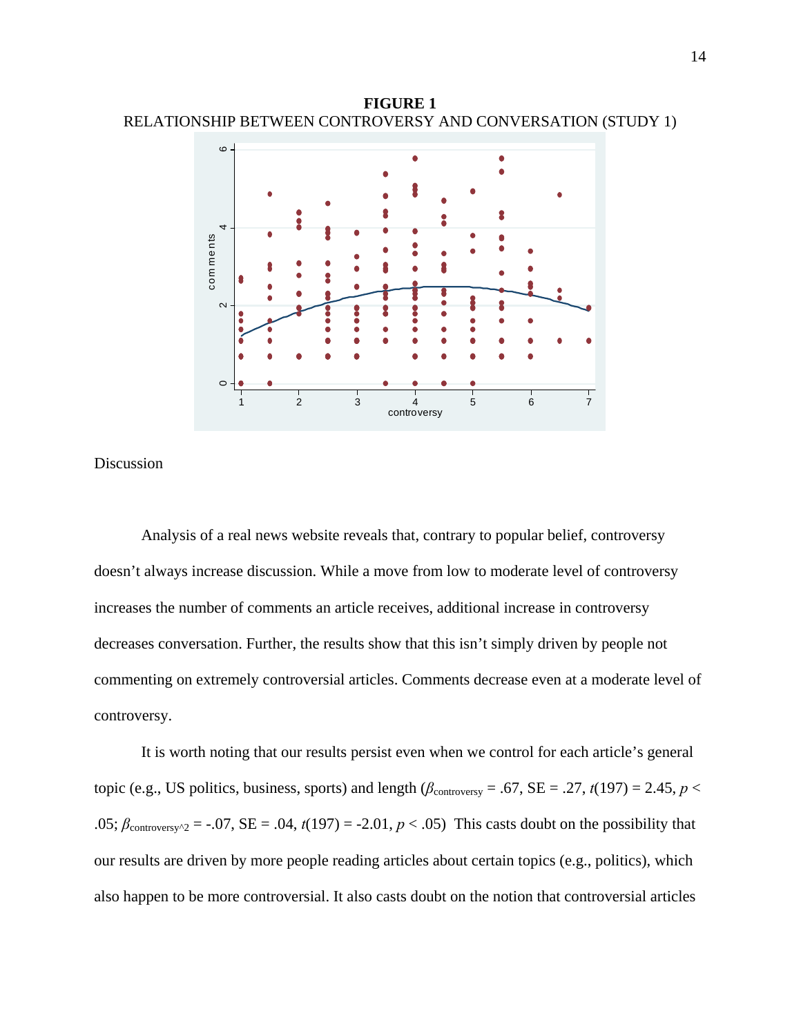**FIGURE 1**

RELATIONSHIP BETWEEN CONTROVERSY AND CONVERSATION (STUDY 1)

comments

0
2
4
6

1
2
3
4
5
6
7

controversy

Discussion

Analysis of a real news website reveals that, contrary to popular belief, controversy doesn't always increase discussion. While a move from low to moderate level of controversy increases the number of comments an article receives, additional increase in controversy decreases conversation. Further, the results show that this isn't simply driven by people not commenting on extremely controversial articles. Comments decrease even at a moderate level of controversy.

It is worth noting that our results persist even when we control for each article's general topic (e.g., US politics, business, sports) and length ($\beta_{\text{controversy}}$ = .67, SE = .27, $t(197)$ = 2.45, $p <$ .05; $\beta_{\text{controversy}^2}$ = -.07, SE = .04, $t(197)$ = -2.01, $p < .05$) This casts doubt on the possibility that our results are driven by more people reading articles about certain topics (e.g., politics), which also happen to be more controversial. It also casts doubt on the notion that controversial articles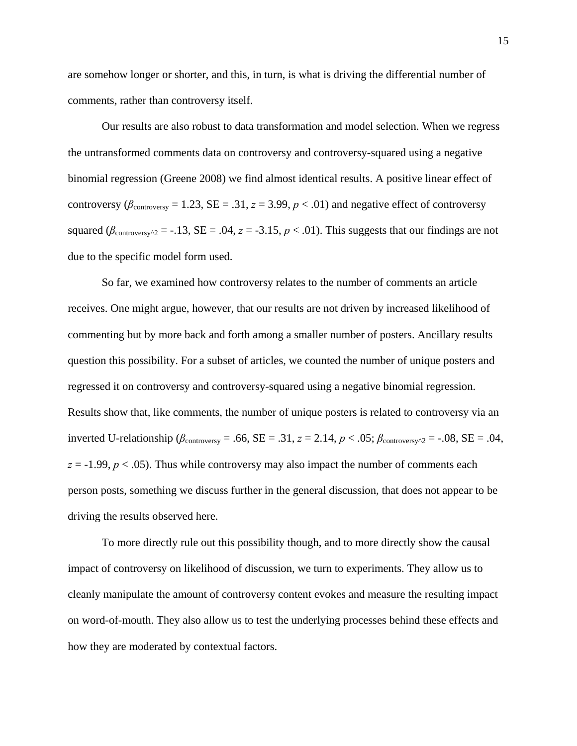are somehow longer or shorter, and this, in turn, is what is driving the differential number of comments, rather than controversy itself.

Our results are also robust to data transformation and model selection. When we regress the untransformed comments data on controversy and controversy-squared using a negative binomial regression (Greene 2008) we find almost identical results. A positive linear effect of controversy ($\beta_{controversy}$ = 1.23, SE = .31, $z$ = 3.99, $p$ < .01) and negative effect of controversy squared ($\beta_{controversy^2}$ = -.13, SE = .04, $z$ = -3.15, $p$ < .01). This suggests that our findings are not due to the specific model form used.

So far, we examined how controversy relates to the number of comments an article receives. One might argue, however, that our results are not driven by increased likelihood of commenting but by more back and forth among a smaller number of posters. Ancillary results question this possibility. For a subset of articles, we counted the number of unique posters and regressed it on controversy and controversy-squared using a negative binomial regression. Results show that, like comments, the number of unique posters is related to controversy via an inverted U-relationship ($\beta_{controversy}$ = .66, SE = .31, $z$ = 2.14, $p$ < .05; $\beta_{controversy^2}$ = -.08, SE = .04, $z$ = -1.99, $p$ < .05). Thus while controversy may also impact the number of comments each person posts, something we discuss further in the general discussion, that does not appear to be driving the results observed here.

To more directly rule out this possibility though, and to more directly show the causal impact of controversy on likelihood of discussion, we turn to experiments. They allow us to cleanly manipulate the amount of controversy content evokes and measure the resulting impact on word-of-mouth. They also allow us to test the underlying processes behind these effects and how they are moderated by contextual factors.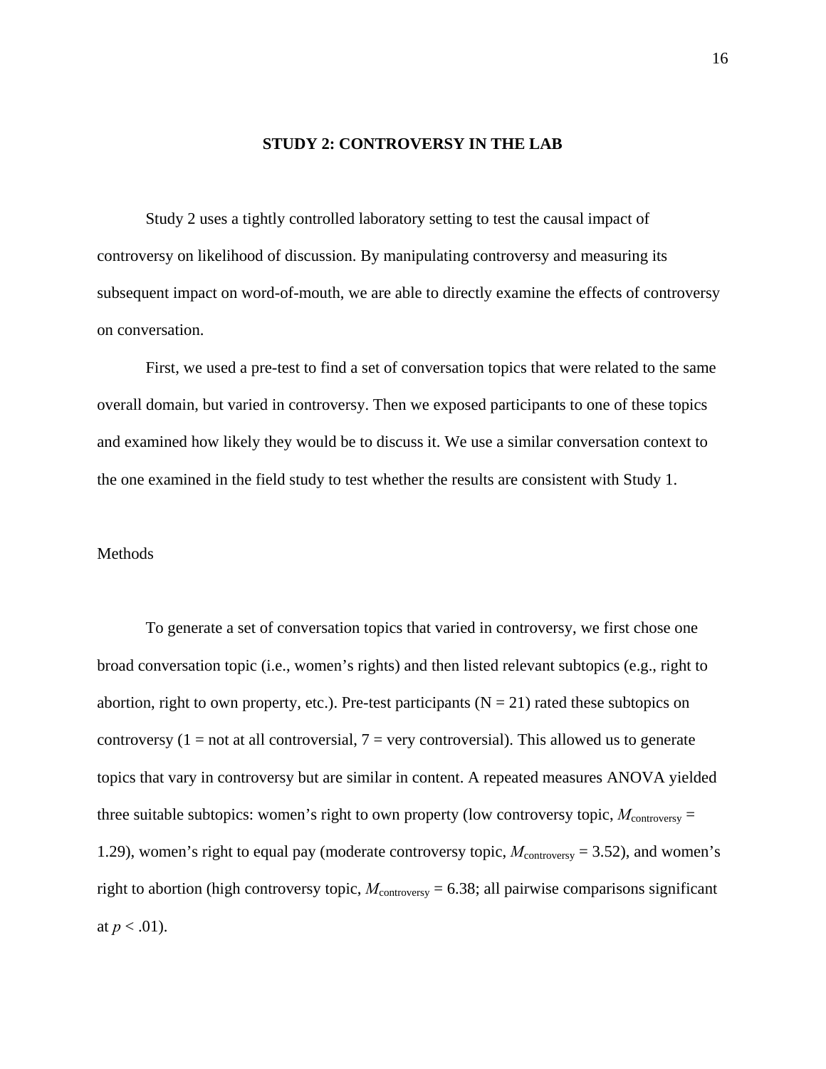## STUDY 2: CONTROVERSY IN THE LAB

Study 2 uses a tightly controlled laboratory setting to test the causal impact of controversy on likelihood of discussion. By manipulating controversy and measuring its subsequent impact on word-of-mouth, we are able to directly examine the effects of controversy on conversation.

First, we used a pre-test to find a set of conversation topics that were related to the same overall domain, but varied in controversy. Then we exposed participants to one of these topics and examined how likely they would be to discuss it. We use a similar conversation context to the one examined in the field study to test whether the results are consistent with Study 1.

### Methods

To generate a set of conversation topics that varied in controversy, we first chose one broad conversation topic (i.e., women's rights) and then listed relevant subtopics (e.g., right to abortion, right to own property, etc.). Pre-test participants (N = 21) rated these subtopics on controversy (1 = not at all controversial, 7 = very controversial). This allowed us to generate topics that vary in controversy but are similar in content. A repeated measures ANOVA yielded three suitable subtopics: women's right to own property (low controversy topic, $M_{\text{controversy}} = 1.29$), women's right to equal pay (moderate controversy topic, $M_{\text{controversy}} = 3.52$), and women's right to abortion (high controversy topic, $M_{\text{controversy}} = 6.38$; all pairwise comparisons significant at $p < .01$).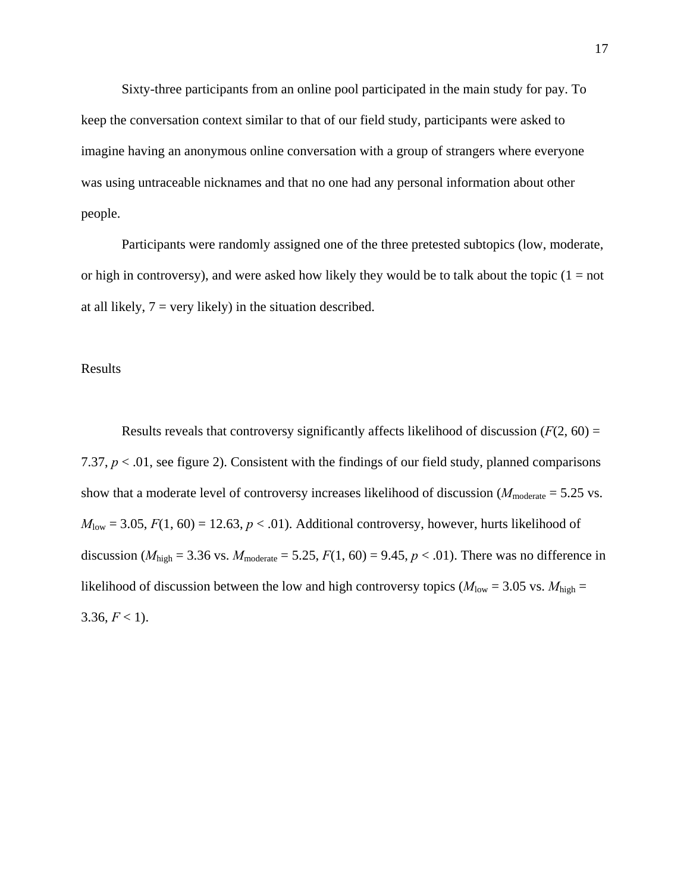Sixty-three participants from an online pool participated in the main study for pay. To keep the conversation context similar to that of our field study, participants were asked to imagine having an anonymous online conversation with a group of strangers where everyone was using untraceable nicknames and that no one had any personal information about other people.

Participants were randomly assigned one of the three pretested subtopics (low, moderate, or high in controversy), and were asked how likely they would be to talk about the topic (1 = not at all likely, 7 = very likely) in the situation described.

## Results

Results reveals that controversy significantly affects likelihood of discussion ($F(2, 60) = 7.37$, $p < .01$, see figure 2). Consistent with the findings of our field study, planned comparisons show that a moderate level of controversy increases likelihood of discussion ($M_{moderate} = 5.25$ vs. $M_{low} = 3.05$, $F(1, 60) = 12.63$, $p < .01$). Additional controversy, however, hurts likelihood of discussion ($M_{high} = 3.36$ vs. $M_{moderate} = 5.25$, $F(1, 60) = 9.45$, $p < .01$). There was no difference in likelihood of discussion between the low and high controversy topics ($M_{low} = 3.05$ vs. $M_{high} = 3.36$, $F < 1$).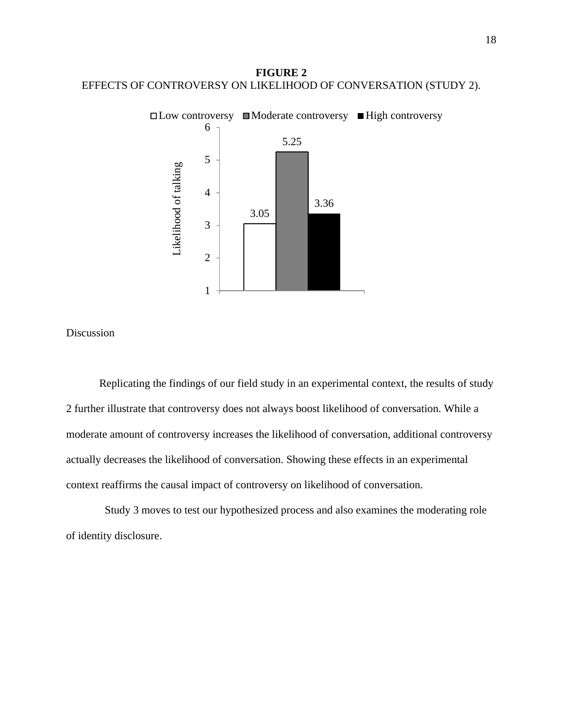**FIGURE 2**
EFFECTS OF CONTROVERSY ON LIKELIHOOD OF CONVERSATION (STUDY 2).

□ Low controversy ■ Moderate controversy ■ High controversy

Likelihood of talking

6
5
4
3
2
1

3.05
5.25
3.36

Discussion

Replicating the findings of our field study in an experimental context, the results of study 2 further illustrate that controversy does not always boost likelihood of conversation. While a moderate amount of controversy increases the likelihood of conversation, additional controversy actually decreases the likelihood of conversation. Showing these effects in an experimental context reaffirms the causal impact of controversy on likelihood of conversation.

Study 3 moves to test our hypothesized process and also examines the moderating role of identity disclosure.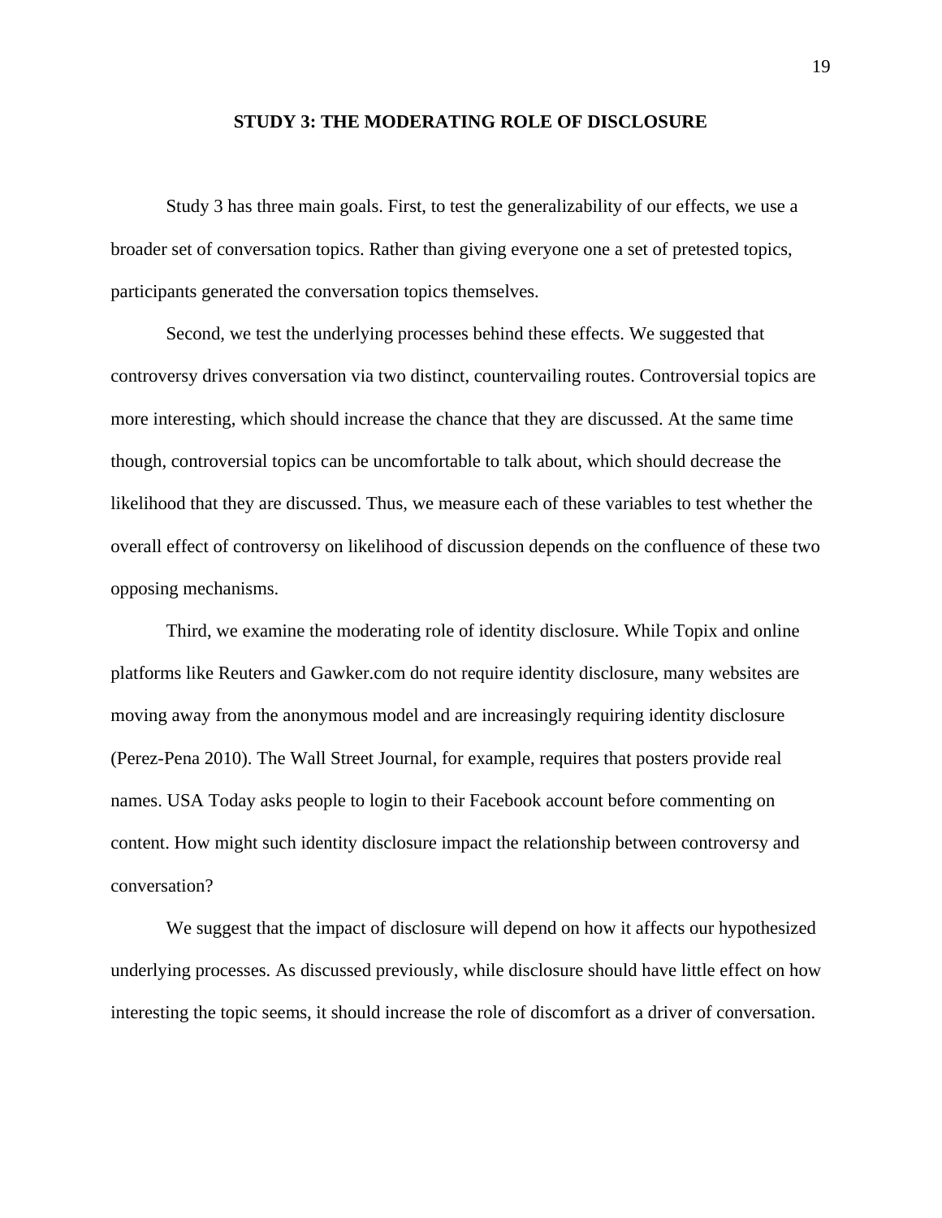## STUDY 3: THE MODERATING ROLE OF DISCLOSURE

Study 3 has three main goals. First, to test the generalizability of our effects, we use a broader set of conversation topics. Rather than giving everyone one a set of pretested topics, participants generated the conversation topics themselves.

Second, we test the underlying processes behind these effects. We suggested that controversy drives conversation via two distinct, countervailing routes. Controversial topics are more interesting, which should increase the chance that they are discussed. At the same time though, controversial topics can be uncomfortable to talk about, which should decrease the likelihood that they are discussed. Thus, we measure each of these variables to test whether the overall effect of controversy on likelihood of discussion depends on the confluence of these two opposing mechanisms.

Third, we examine the moderating role of identity disclosure. While Topix and online platforms like Reuters and Gawker.com do not require identity disclosure, many websites are moving away from the anonymous model and are increasingly requiring identity disclosure (Perez-Pena 2010). The Wall Street Journal, for example, requires that posters provide real names. USA Today asks people to login to their Facebook account before commenting on content. How might such identity disclosure impact the relationship between controversy and conversation?

We suggest that the impact of disclosure will depend on how it affects our hypothesized underlying processes. As discussed previously, while disclosure should have little effect on how interesting the topic seems, it should increase the role of discomfort as a driver of conversation.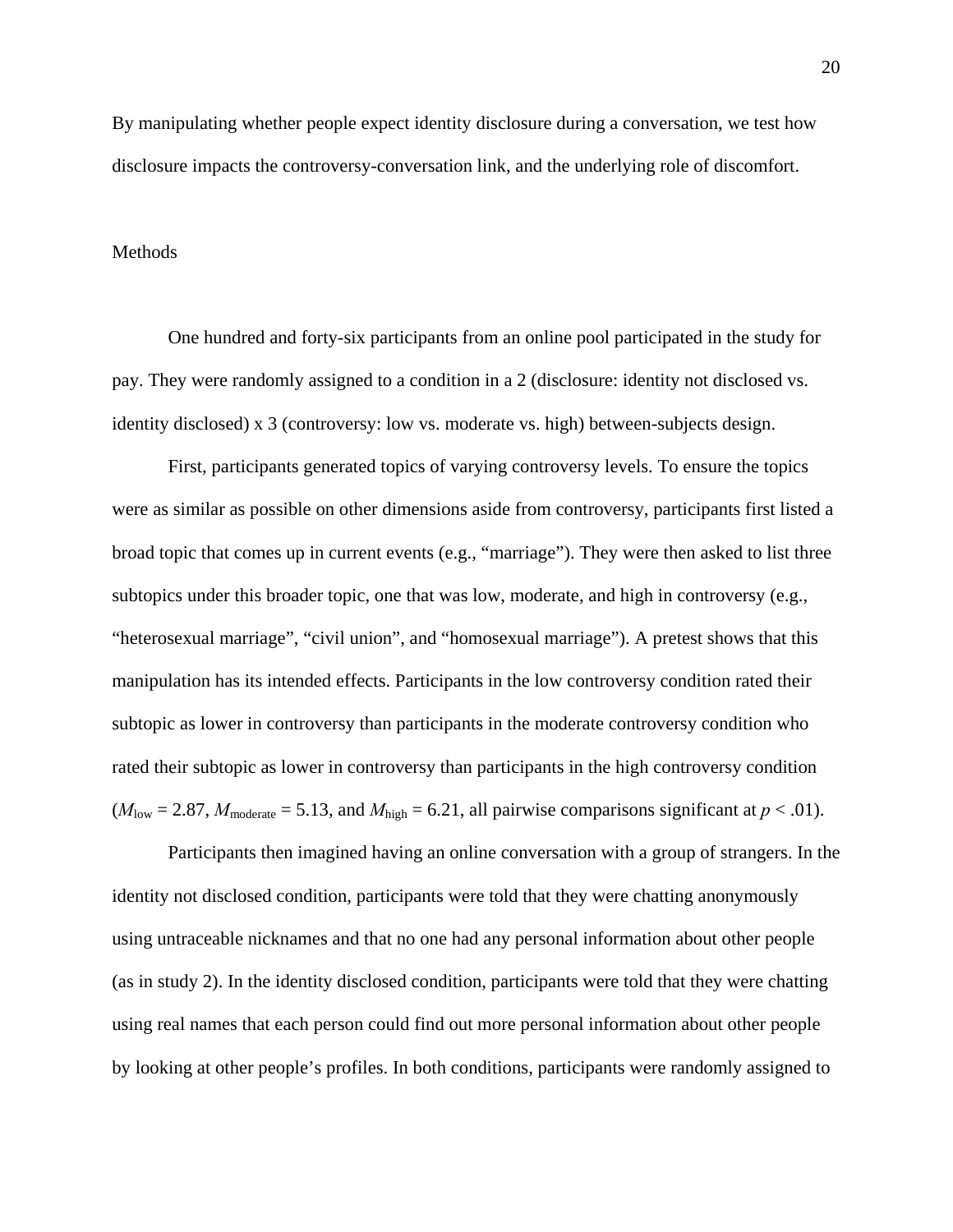By manipulating whether people expect identity disclosure during a conversation, we test how disclosure impacts the controversy-conversation link, and the underlying role of discomfort.

## Methods

One hundred and forty-six participants from an online pool participated in the study for pay. They were randomly assigned to a condition in a 2 (disclosure: identity not disclosed vs. identity disclosed) x 3 (controversy: low vs. moderate vs. high) between-subjects design.

First, participants generated topics of varying controversy levels. To ensure the topics were as similar as possible on other dimensions aside from controversy, participants first listed a broad topic that comes up in current events (e.g., "marriage"). They were then asked to list three subtopics under this broader topic, one that was low, moderate, and high in controversy (e.g., "heterosexual marriage", "civil union", and "homosexual marriage"). A pretest shows that this manipulation has its intended effects. Participants in the low controversy condition rated their subtopic as lower in controversy than participants in the moderate controversy condition who rated their subtopic as lower in controversy than participants in the high controversy condition ($M_{\text{low}} = 2.87$, $M_{\text{moderate}} = 5.13$, and $M_{\text{high}} = 6.21$, all pairwise comparisons significant at $p < .01$).

Participants then imagined having an online conversation with a group of strangers. In the identity not disclosed condition, participants were told that they were chatting anonymously using untraceable nicknames and that no one had any personal information about other people (as in study 2). In the identity disclosed condition, participants were told that they were chatting using real names that each person could find out more personal information about other people by looking at other people's profiles. In both conditions, participants were randomly assigned to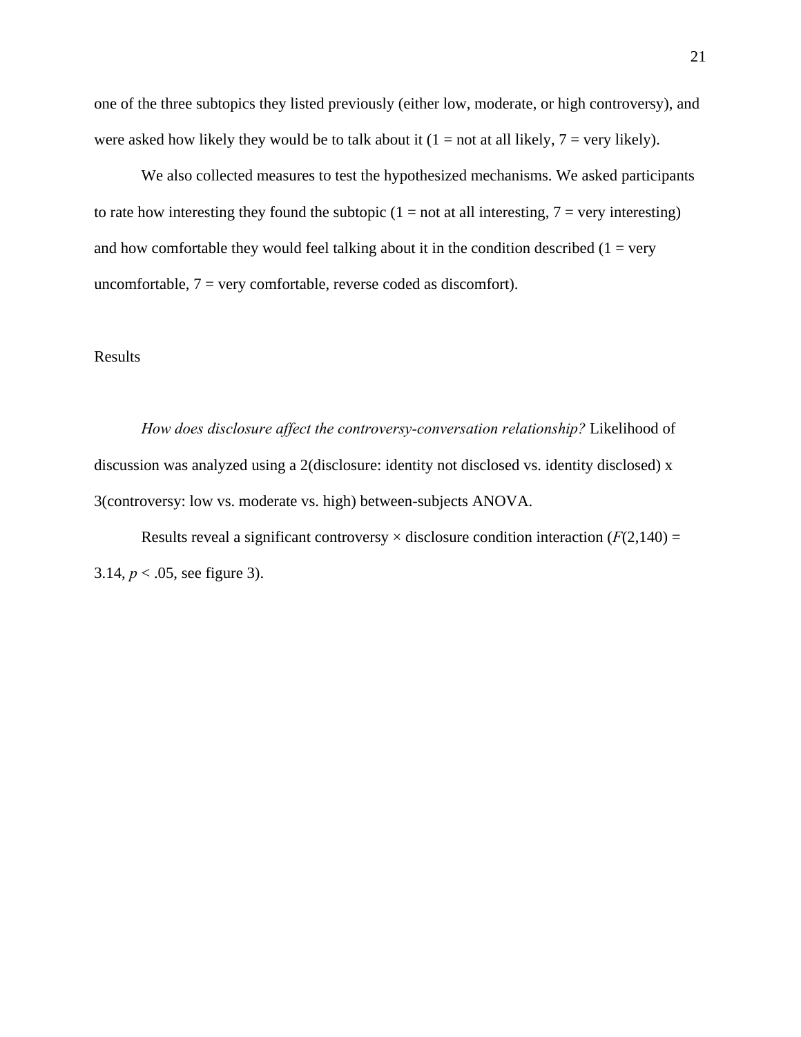one of the three subtopics they listed previously (either low, moderate, or high controversy), and were asked how likely they would be to talk about it (1 = not at all likely, 7 = very likely).

We also collected measures to test the hypothesized mechanisms. We asked participants to rate how interesting they found the subtopic (1 = not at all interesting, 7 = very interesting) and how comfortable they would feel talking about it in the condition described (1 = very uncomfortable, 7 = very comfortable, reverse coded as discomfort).

## Results

*How does disclosure affect the controversy-conversation relationship?* Likelihood of discussion was analyzed using a 2(disclosure: identity not disclosed vs. identity disclosed) x 3(controversy: low vs. moderate vs. high) between-subjects ANOVA.

Results reveal a significant controversy × disclosure condition interaction ($F(2,140) = 3.14$, $p < .05$, see figure 3).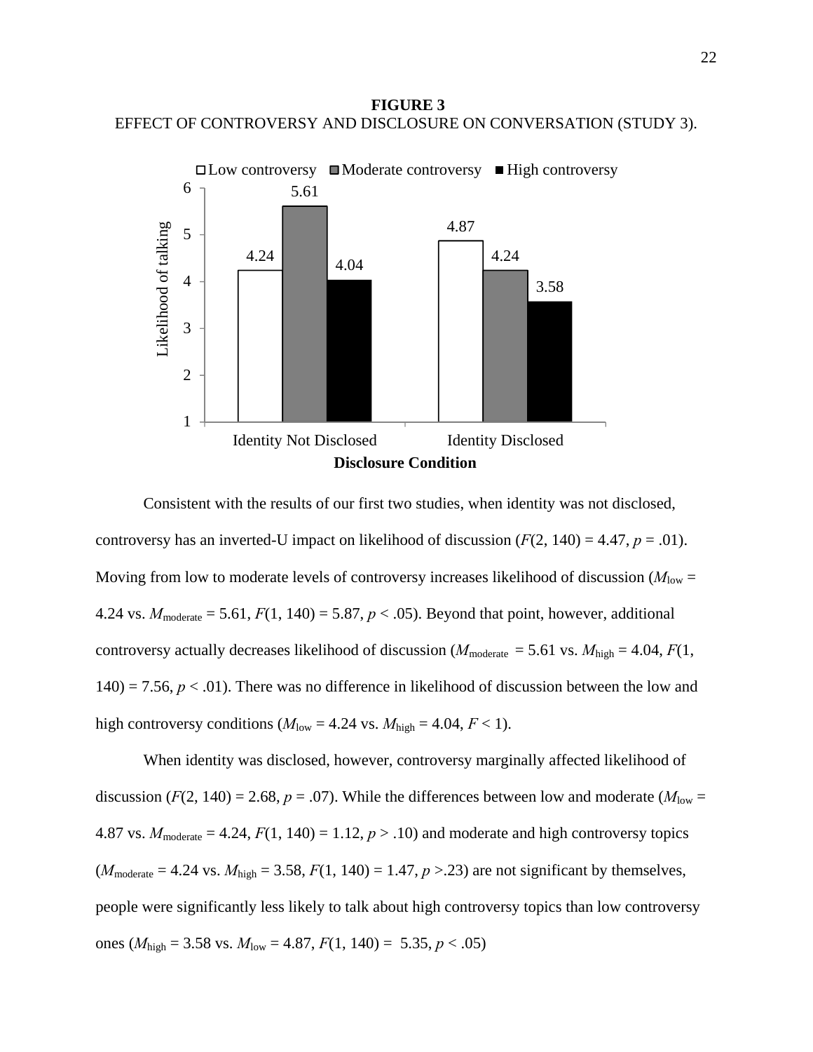**FIGURE 3**
EFFECT OF CONTROVERSY AND DISCLOSURE ON CONVERSATION (STUDY 3).

Consistent with the results of our first two studies, when identity was not disclosed, controversy has an inverted-U impact on likelihood of discussion ($F(2, 140) = 4.47$, $p = .01$). Moving from low to moderate levels of controversy increases likelihood of discussion ($M_{low} = 4.24$ vs. $M_{moderate} = 5.61$, $F(1, 140) = 5.87$, $p < .05$). Beyond that point, however, additional controversy actually decreases likelihood of discussion ($M_{moderate} = 5.61$ vs. $M_{high} = 4.04$, $F(1, 140) = 7.56$, $p < .01$). There was no difference in likelihood of discussion between the low and high controversy conditions ($M_{low} = 4.24$ vs. $M_{high} = 4.04$, $F < 1$).

When identity was disclosed, however, controversy marginally affected likelihood of discussion ($F(2, 140) = 2.68$, $p = .07$). While the differences between low and moderate ($M_{low} = 4.87$ vs. $M_{moderate} = 4.24$, $F(1, 140) = 1.12$, $p > .10$) and moderate and high controversy topics ($M_{moderate} = 4.24$ vs. $M_{high} = 3.58$, $F(1, 140) = 1.47$, $p > .23$) are not significant by themselves, people were significantly less likely to talk about high controversy topics than low controversy ones ($M_{high} = 3.58$ vs. $M_{low} = 4.87$, $F(1, 140) = 5.35$, $p < .05$)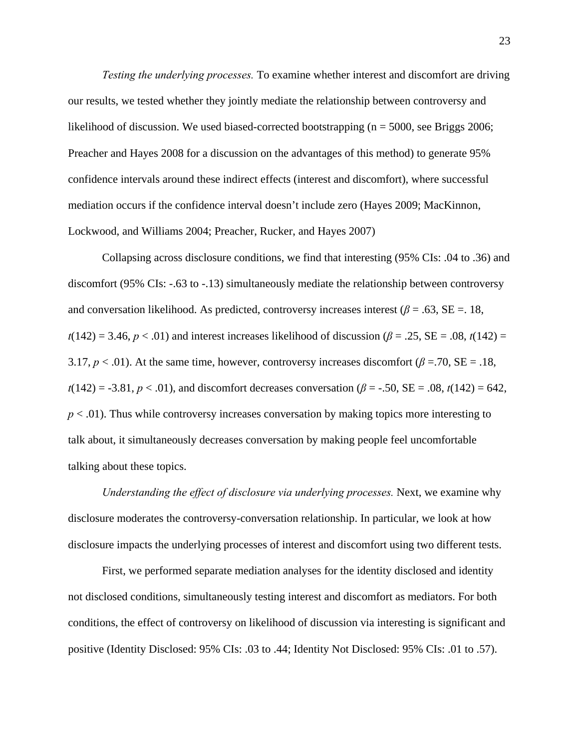*Testing the underlying processes.* To examine whether interest and discomfort are driving our results, we tested whether they jointly mediate the relationship between controversy and likelihood of discussion. We used biased-corrected bootstrapping (n = 5000, see Briggs 2006; Preacher and Hayes 2008 for a discussion on the advantages of this method) to generate 95% confidence intervals around these indirect effects (interest and discomfort), where successful mediation occurs if the confidence interval doesn't include zero (Hayes 2009; MacKinnon, Lockwood, and Williams 2004; Preacher, Rucker, and Hayes 2007)

Collapsing across disclosure conditions, we find that interesting (95% CIs: .04 to .36) and discomfort (95% CIs: -.63 to -.13) simultaneously mediate the relationship between controversy and conversation likelihood. As predicted, controversy increases interest ($\beta$ = .63, SE =. 18, $t(142)$ = 3.46, $p$ < .01) and interest increases likelihood of discussion ($\beta$ = .25, SE = .08, $t(142)$ = 3.17, $p$ < .01). At the same time, however, controversy increases discomfort ($\beta$ =.70, SE = .18, $t(142)$ = -3.81, $p$ < .01), and discomfort decreases conversation ($\beta$ = -.50, SE = .08, $t(142)$ = 642, $p$ < .01). Thus while controversy increases conversation by making topics more interesting to talk about, it simultaneously decreases conversation by making people feel uncomfortable talking about these topics.

*Understanding the effect of disclosure via underlying processes.* Next, we examine why disclosure moderates the controversy-conversation relationship. In particular, we look at how disclosure impacts the underlying processes of interest and discomfort using two different tests.

First, we performed separate mediation analyses for the identity disclosed and identity not disclosed conditions, simultaneously testing interest and discomfort as mediators. For both conditions, the effect of controversy on likelihood of discussion via interesting is significant and positive (Identity Disclosed: 95% CIs: .03 to .44; Identity Not Disclosed: 95% CIs: .01 to .57).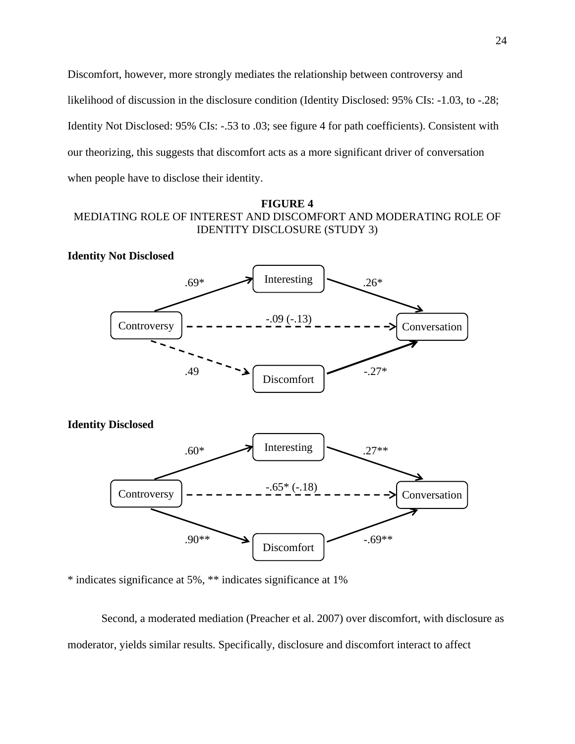Discomfort, however, more strongly mediates the relationship between controversy and likelihood of discussion in the disclosure condition (Identity Disclosed: 95% CIs: -1.03, to -.28; Identity Not Disclosed: 95% CIs: -.53 to .03; see figure 4 for path coefficients). Consistent with our theorizing, this suggests that discomfort acts as a more significant driver of conversation when people have to disclose their identity.

**FIGURE 4**

MEDIATING ROLE OF INTEREST AND DISCOMFORT AND MODERATING ROLE OF IDENTITY DISCLOSURE (STUDY 3)

**Identity Not Disclosed**

Interesting
.69*
.26*
Controversy
-.09 (-.13)
Conversation
.49
Discomfort
-.27*

**Identity Disclosed**

Interesting
.60*
.27**
Controversy
-.65* (-.18)
Conversation
.90**
Discomfort
-.69**

* indicates significance at 5%, ** indicates significance at 1%

Second, a moderated mediation (Preacher et al. 2007) over discomfort, with disclosure as moderator, yields similar results. Specifically, disclosure and discomfort interact to affect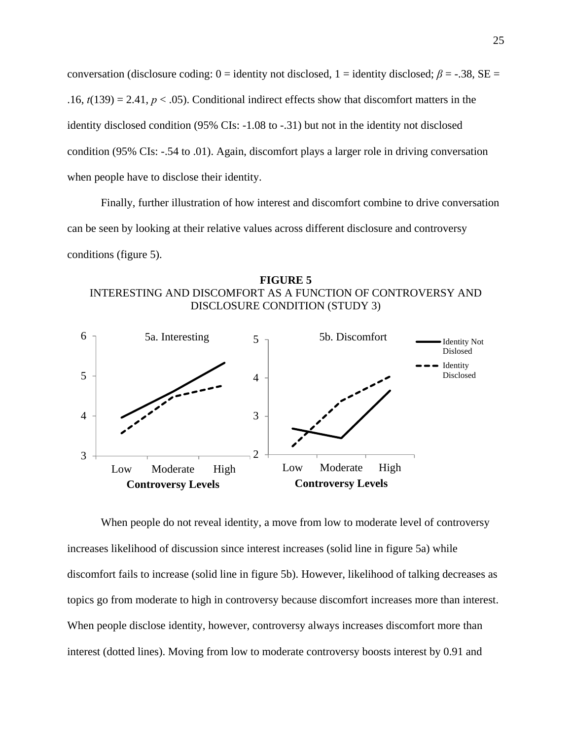conversation (disclosure coding: 0 = identity not disclosed, 1 = identity disclosed; $\beta = -.38$, SE = .16, $t(139) = 2.41$, $p < .05$). Conditional indirect effects show that discomfort matters in the identity disclosed condition (95% CIs: -1.08 to -.31) but not in the identity not disclosed condition (95% CIs: -.54 to .01). Again, discomfort plays a larger role in driving conversation when people have to disclose their identity.

Finally, further illustration of how interest and discomfort combine to drive conversation can be seen by looking at their relative values across different disclosure and controversy conditions (figure 5).

**FIGURE 5**

INTERESTING AND DISCOMFORT AS A FUNCTION OF CONTROVERSY AND DISCLOSURE CONDITION (STUDY 3)

5a. Interesting

6
5
4
3

Low Moderate High

**Controversy Levels**

5b. Discomfort

5
4
3
2

Low Moderate High

**Controversy Levels**

Identity Not Dislosed

Identity Disclosed

When people do not reveal identity, a move from low to moderate level of controversy increases likelihood of discussion since interest increases (solid line in figure 5a) while discomfort fails to increase (solid line in figure 5b). However, likelihood of talking decreases as topics go from moderate to high in controversy because discomfort increases more than interest. When people disclose identity, however, controversy always increases discomfort more than interest (dotted lines). Moving from low to moderate controversy boosts interest by 0.91 and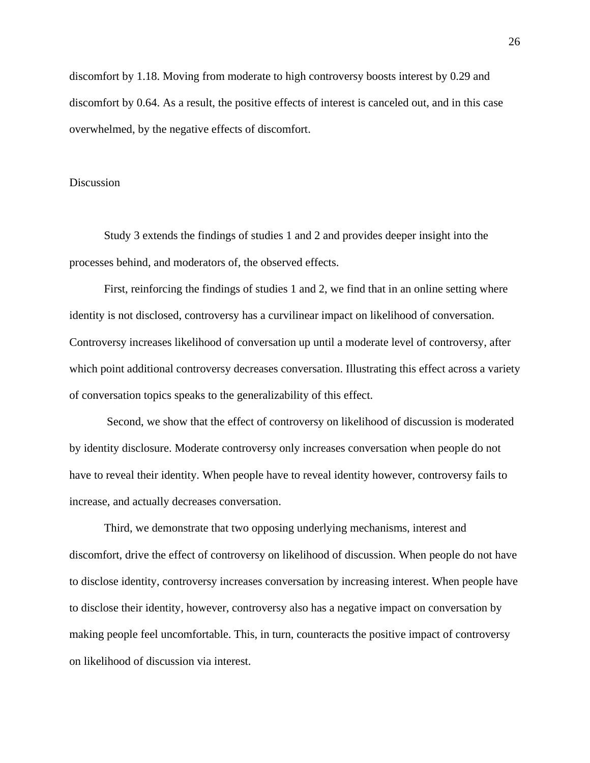discomfort by 1.18. Moving from moderate to high controversy boosts interest by 0.29 and discomfort by 0.64. As a result, the positive effects of interest is canceled out, and in this case overwhelmed, by the negative effects of discomfort.

## Discussion

Study 3 extends the findings of studies 1 and 2 and provides deeper insight into the processes behind, and moderators of, the observed effects.

First, reinforcing the findings of studies 1 and 2, we find that in an online setting where identity is not disclosed, controversy has a curvilinear impact on likelihood of conversation. Controversy increases likelihood of conversation up until a moderate level of controversy, after which point additional controversy decreases conversation. Illustrating this effect across a variety of conversation topics speaks to the generalizability of this effect.

Second, we show that the effect of controversy on likelihood of discussion is moderated by identity disclosure. Moderate controversy only increases conversation when people do not have to reveal their identity. When people have to reveal identity however, controversy fails to increase, and actually decreases conversation.

Third, we demonstrate that two opposing underlying mechanisms, interest and discomfort, drive the effect of controversy on likelihood of discussion. When people do not have to disclose identity, controversy increases conversation by increasing interest. When people have to disclose their identity, however, controversy also has a negative impact on conversation by making people feel uncomfortable. This, in turn, counteracts the positive impact of controversy on likelihood of discussion via interest.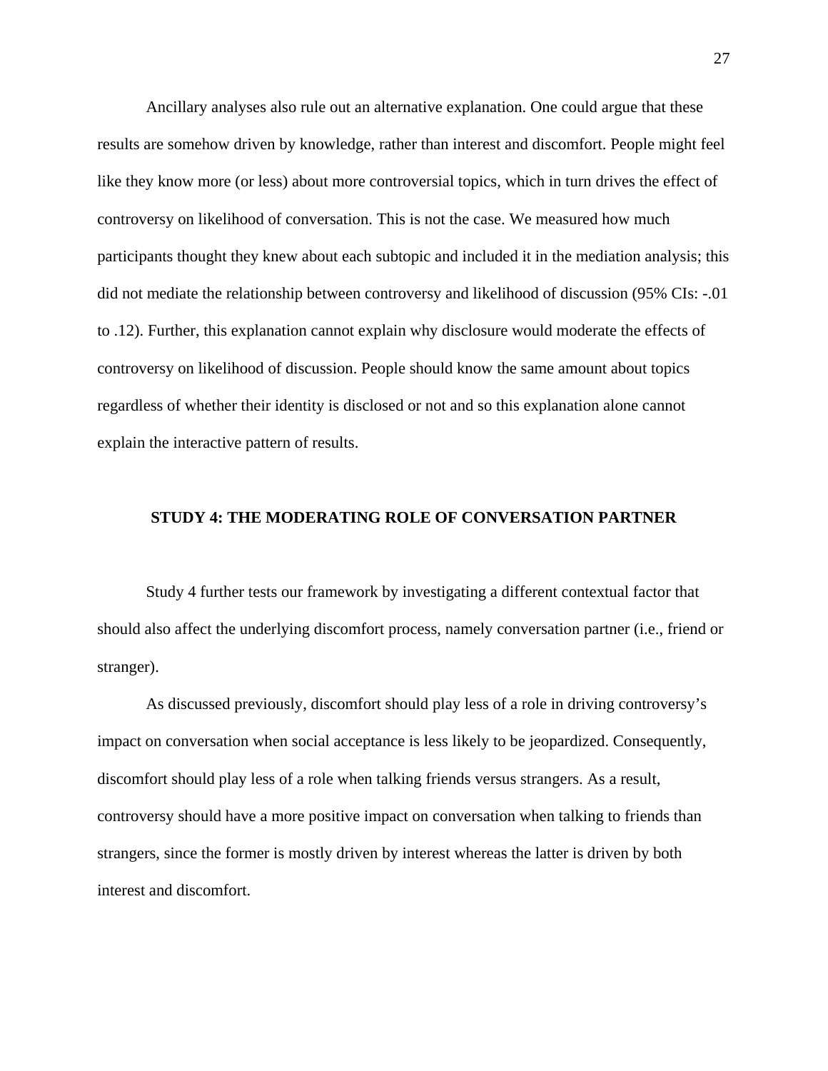Ancillary analyses also rule out an alternative explanation. One could argue that these results are somehow driven by knowledge, rather than interest and discomfort. People might feel like they know more (or less) about more controversial topics, which in turn drives the effect of controversy on likelihood of conversation. This is not the case. We measured how much participants thought they knew about each subtopic and included it in the mediation analysis; this did not mediate the relationship between controversy and likelihood of discussion (95% CIs: -.01 to .12). Further, this explanation cannot explain why disclosure would moderate the effects of controversy on likelihood of discussion. People should know the same amount about topics regardless of whether their identity is disclosed or not and so this explanation alone cannot explain the interactive pattern of results.

## STUDY 4: THE MODERATING ROLE OF CONVERSATION PARTNER

Study 4 further tests our framework by investigating a different contextual factor that should also affect the underlying discomfort process, namely conversation partner (i.e., friend or stranger).

As discussed previously, discomfort should play less of a role in driving controversy's impact on conversation when social acceptance is less likely to be jeopardized. Consequently, discomfort should play less of a role when talking friends versus strangers. As a result, controversy should have a more positive impact on conversation when talking to friends than strangers, since the former is mostly driven by interest whereas the latter is driven by both interest and discomfort.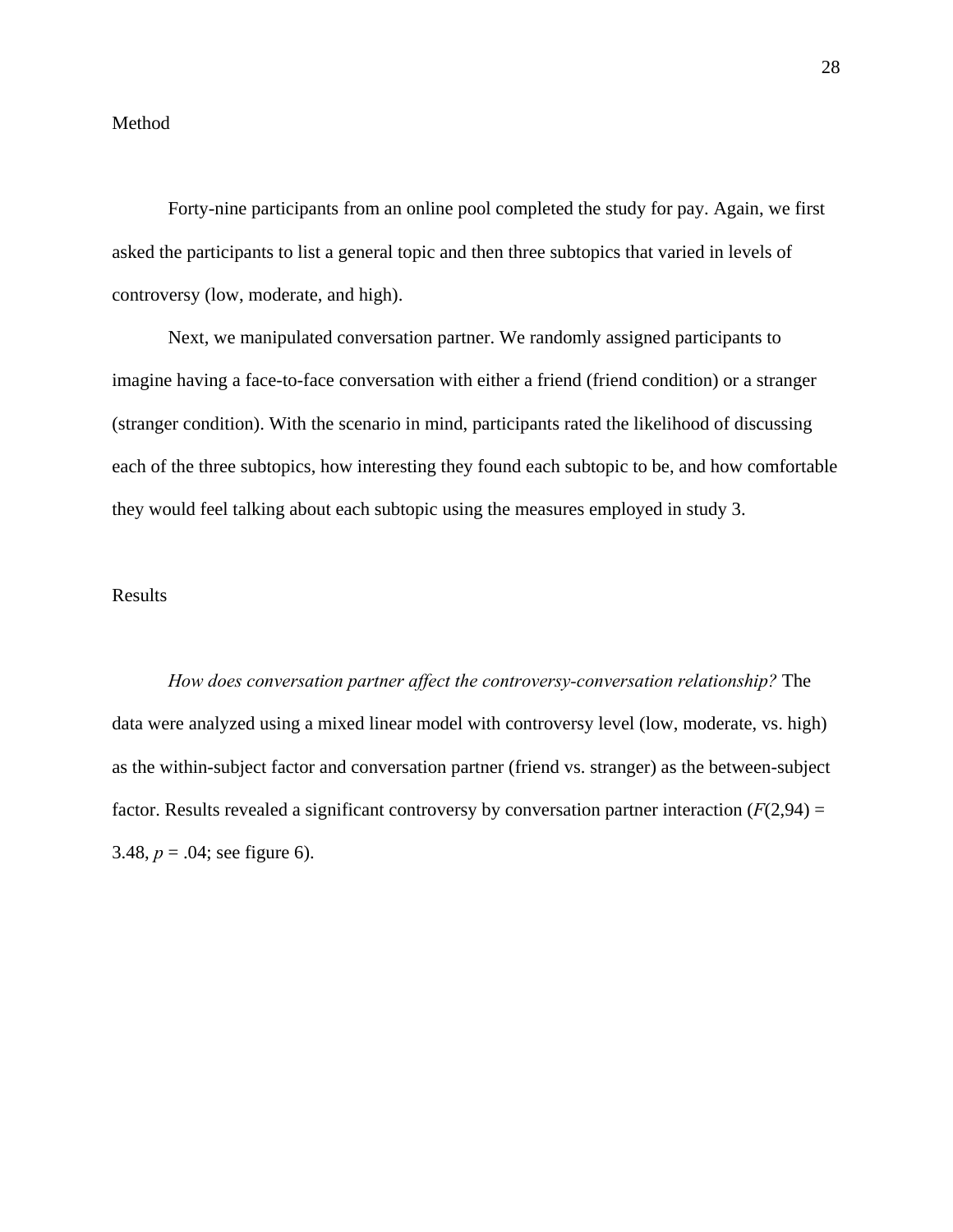## Method

Forty-nine participants from an online pool completed the study for pay. Again, we first asked the participants to list a general topic and then three subtopics that varied in levels of controversy (low, moderate, and high).

Next, we manipulated conversation partner. We randomly assigned participants to imagine having a face-to-face conversation with either a friend (friend condition) or a stranger (stranger condition). With the scenario in mind, participants rated the likelihood of discussing each of the three subtopics, how interesting they found each subtopic to be, and how comfortable they would feel talking about each subtopic using the measures employed in study 3.

## Results

*How does conversation partner affect the controversy-conversation relationship?* The data were analyzed using a mixed linear model with controversy level (low, moderate, vs. high) as the within-subject factor and conversation partner (friend vs. stranger) as the between-subject factor. Results revealed a significant controversy by conversation partner interaction ($F(2,94) = 3.48$, $p = .04$; see figure 6).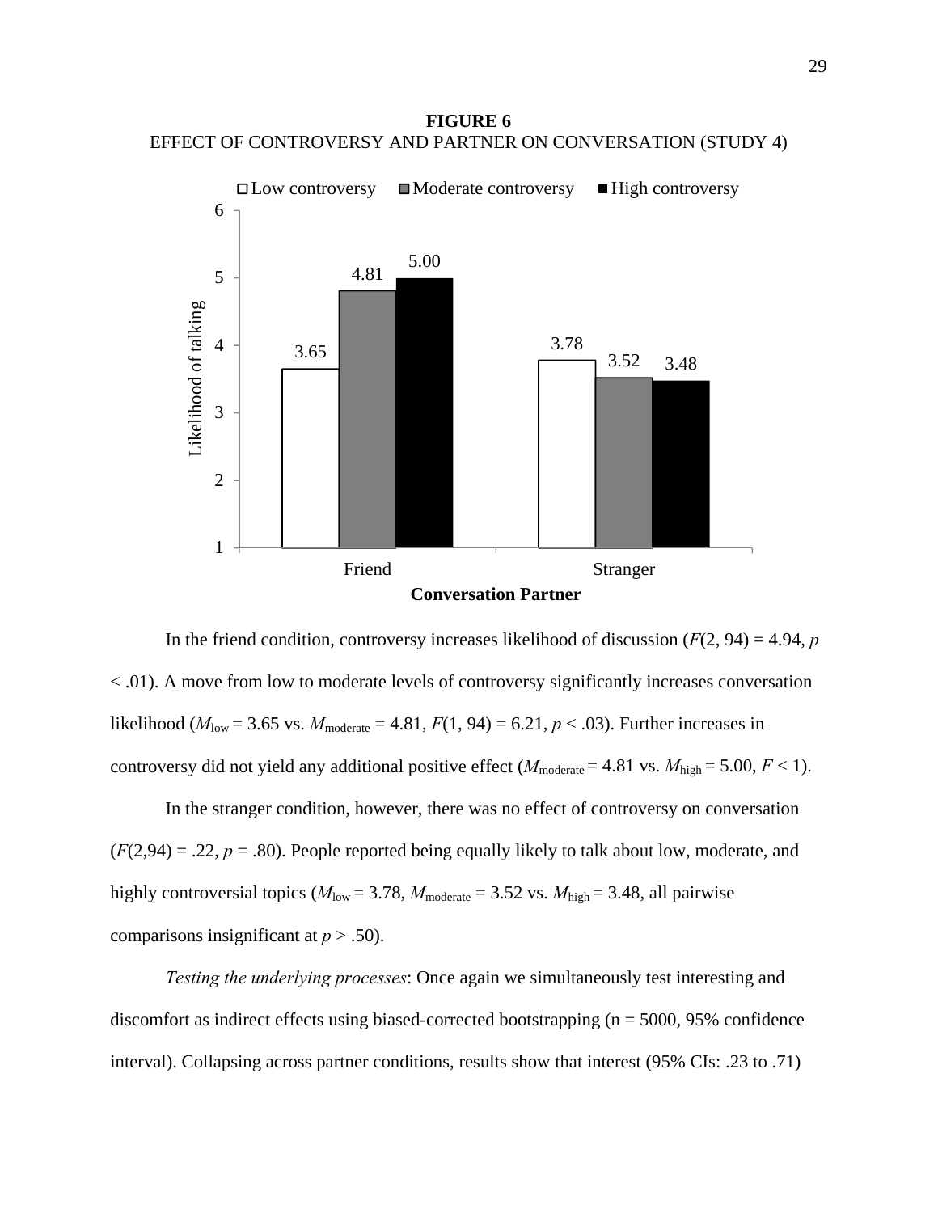**FIGURE 6**
EFFECT OF CONTROVERSY AND PARTNER ON CONVERSATION (STUDY 4)

Low controversy
Moderate controversy
High controversy

Likelihood of talking

6
5
4
3
2
1

3.65
4.81
5.00
3.78
3.52
3.48

Friend
Stranger

**Conversation Partner**

In the friend condition, controversy increases likelihood of discussion ($F(2, 94) = 4.94$, $p < .01$). A move from low to moderate levels of controversy significantly increases conversation likelihood ($M_{low} = 3.65$ vs. $M_{moderate} = 4.81$, $F(1, 94) = 6.21$, $p < .03$). Further increases in controversy did not yield any additional positive effect ($M_{moderate} = 4.81$ vs. $M_{high} = 5.00$, $F < 1$).

In the stranger condition, however, there was no effect of controversy on conversation ($F(2,94) = .22$, $p = .80$). People reported being equally likely to talk about low, moderate, and highly controversial topics ($M_{low} = 3.78$, $M_{moderate} = 3.52$ vs. $M_{high} = 3.48$, all pairwise comparisons insignificant at $p > .50$).

*Testing the underlying processes*: Once again we simultaneously test interesting and discomfort as indirect effects using biased-corrected bootstrapping (n = 5000, 95% confidence interval). Collapsing across partner conditions, results show that interest (95% CIs: .23 to .71)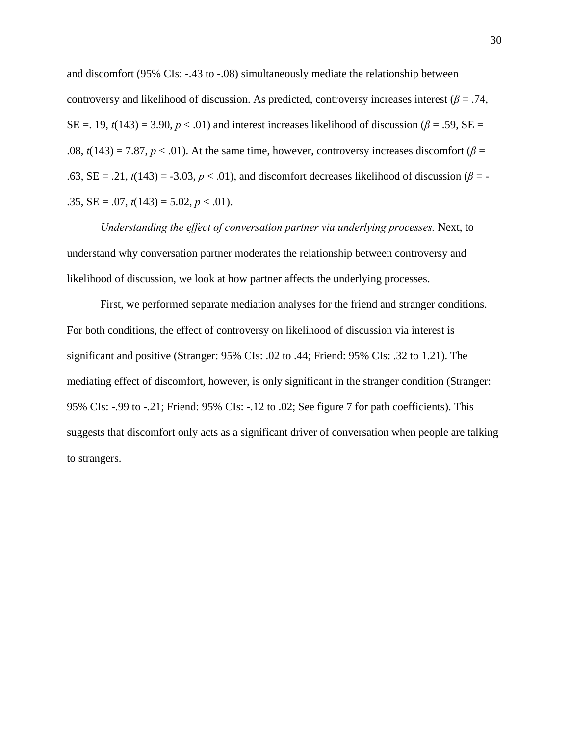and discomfort (95% CIs: -.43 to -.08) simultaneously mediate the relationship between controversy and likelihood of discussion. As predicted, controversy increases interest ($\beta$ = .74, SE =. 19, $t(143)$ = 3.90, $p$ < .01) and interest increases likelihood of discussion ($\beta$ = .59, SE = .08, $t(143)$ = 7.87, $p$ < .01). At the same time, however, controversy increases discomfort ($\beta$ = .63, SE = .21, $t(143)$ = -3.03, $p$ < .01), and discomfort decreases likelihood of discussion ($\beta$ = -.35, SE = .07, $t(143)$ = 5.02, $p$ < .01).

*Understanding the effect of conversation partner via underlying processes.* Next, to understand why conversation partner moderates the relationship between controversy and likelihood of discussion, we look at how partner affects the underlying processes.

First, we performed separate mediation analyses for the friend and stranger conditions. For both conditions, the effect of controversy on likelihood of discussion via interest is significant and positive (Stranger: 95% CIs: .02 to .44; Friend: 95% CIs: .32 to 1.21). The mediating effect of discomfort, however, is only significant in the stranger condition (Stranger: 95% CIs: -.99 to -.21; Friend: 95% CIs: -.12 to .02; See figure 7 for path coefficients). This suggests that discomfort only acts as a significant driver of conversation when people are talking to strangers.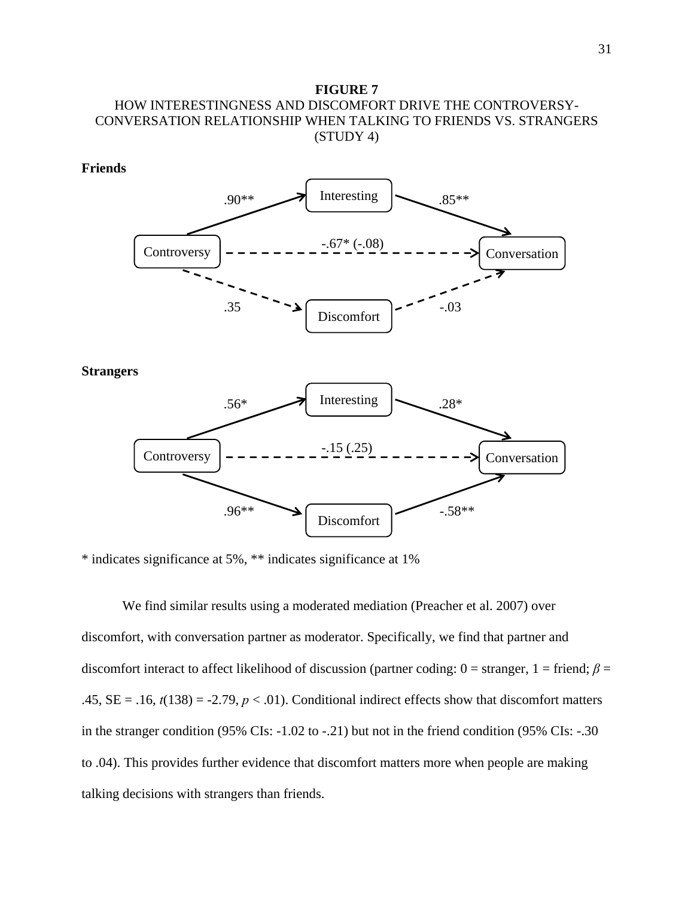**FIGURE 7**

HOW INTERESTINGNESS AND DISCOMFORT DRIVE THE CONTROVERSY-CONVERSATION RELATIONSHIP WHEN TALKING TO FRIENDS VS. STRANGERS (STUDY 4)

**Friends**

Interesting

.90**

.85**

Controversy

-.67* (-.08)

Conversation

.35

-.03

Discomfort

**Strangers**

Interesting

.56*

.28*

Controversy

-.15 (.25)

Conversation

.96**

-.58**

Discomfort

\* indicates significance at 5%, ** indicates significance at 1%

We find similar results using a moderated mediation (Preacher et al. 2007) over discomfort, with conversation partner as moderator. Specifically, we find that partner and discomfort interact to affect likelihood of discussion (partner coding: 0 = stranger, 1 = friend; $\beta$ = .45, SE = .16, $t(138) = -2.79$, $p < .01$). Conditional indirect effects show that discomfort matters in the stranger condition (95% CIs: -1.02 to -.21) but not in the friend condition (95% CIs: -.30 to .04). This provides further evidence that discomfort matters more when people are making talking decisions with strangers than friends.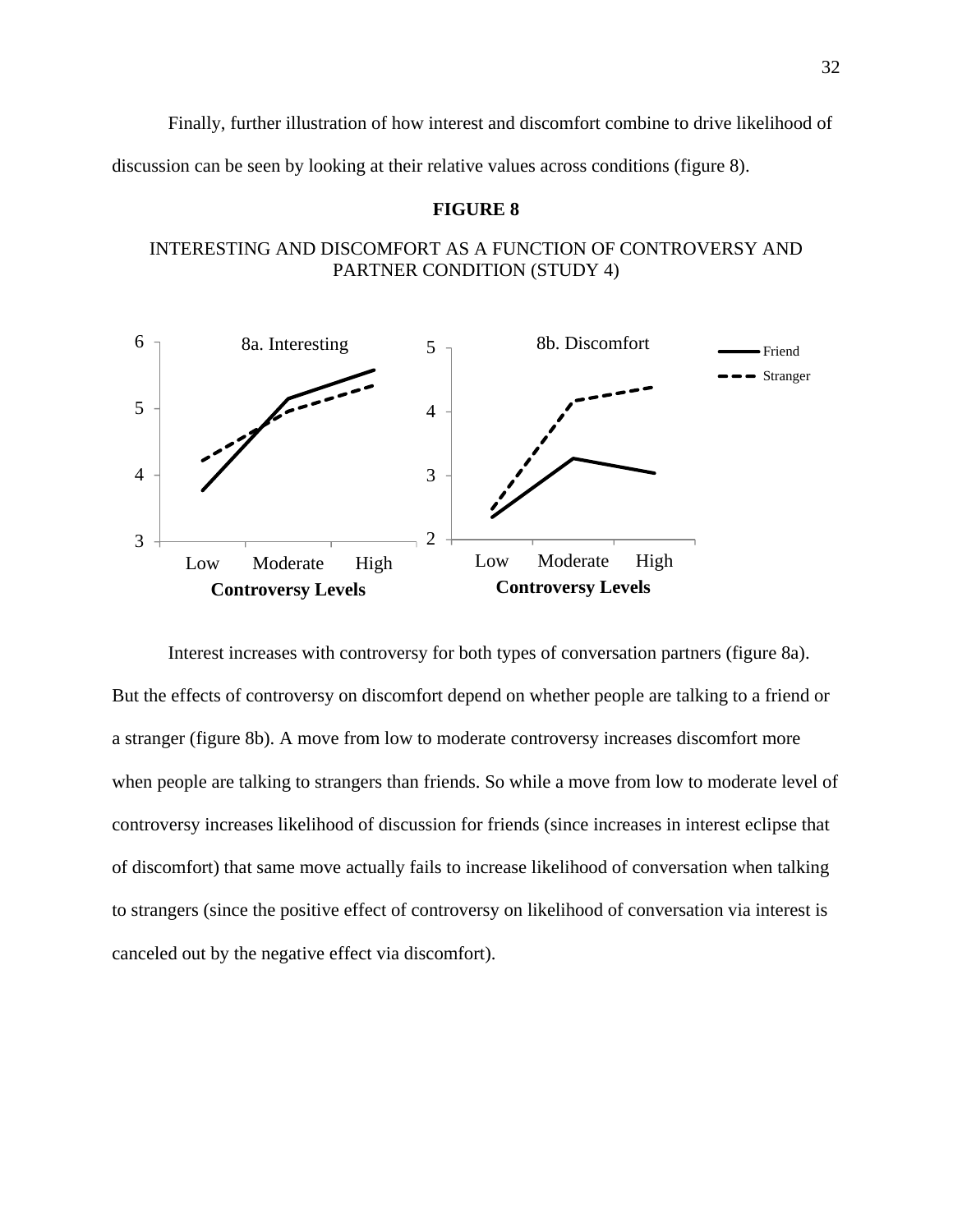Finally, further illustration of how interest and discomfort combine to drive likelihood of discussion can be seen by looking at their relative values across conditions (figure 8).

**FIGURE 8**

INTERESTING AND DISCOMFORT AS A FUNCTION OF CONTROVERSY AND PARTNER CONDITION (STUDY 4)

8a. Interesting

6

5

4

3

Low Moderate High

**Controversy Levels**

8b. Discomfort

5

4

3

2

Low Moderate High

**Controversy Levels**

Friend

Stranger

Interest increases with controversy for both types of conversation partners (figure 8a). But the effects of controversy on discomfort depend on whether people are talking to a friend or a stranger (figure 8b). A move from low to moderate controversy increases discomfort more when people are talking to strangers than friends. So while a move from low to moderate level of controversy increases likelihood of discussion for friends (since increases in interest eclipse that of discomfort) that same move actually fails to increase likelihood of conversation when talking to strangers (since the positive effect of controversy on likelihood of conversation via interest is canceled out by the negative effect via discomfort).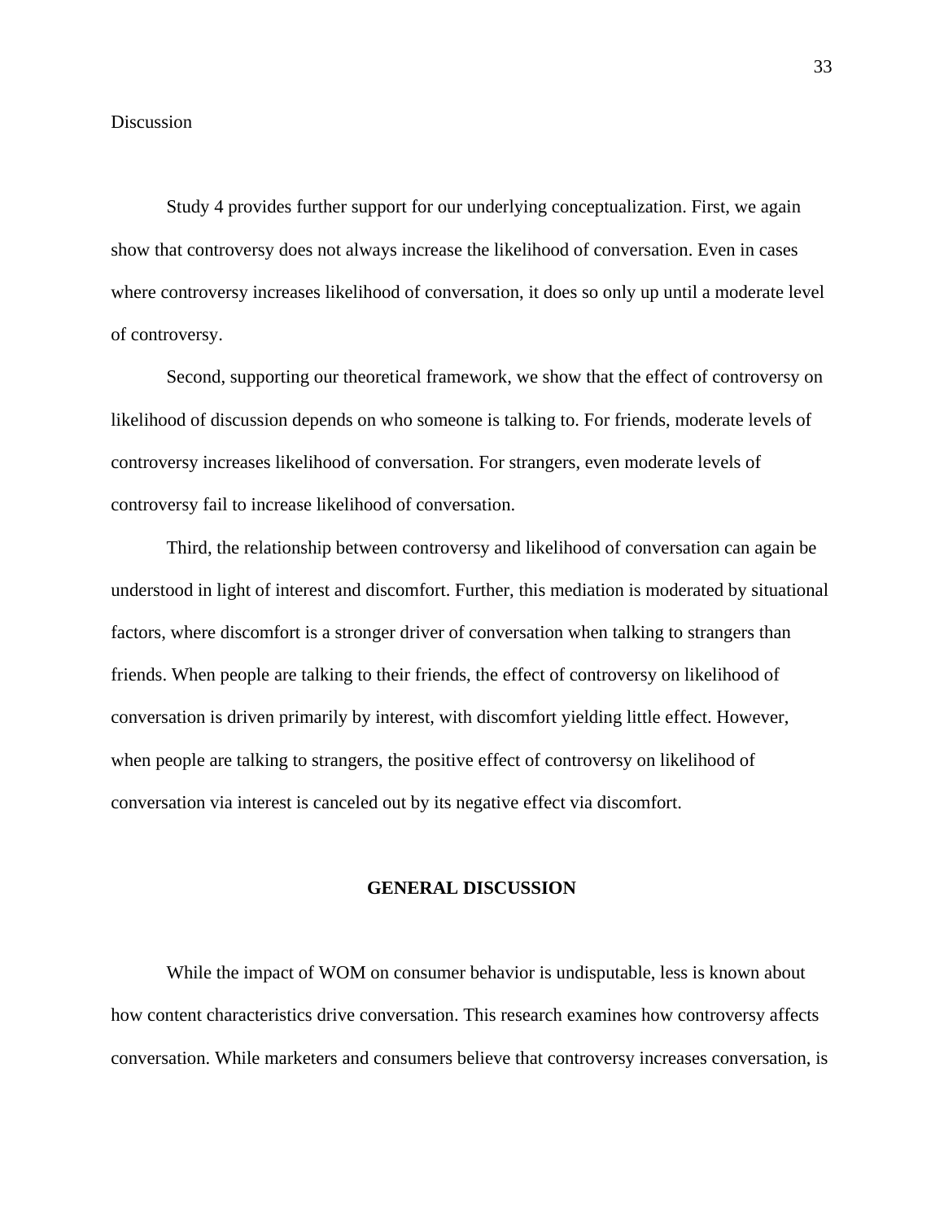Discussion

Study 4 provides further support for our underlying conceptualization. First, we again show that controversy does not always increase the likelihood of conversation. Even in cases where controversy increases likelihood of conversation, it does so only up until a moderate level of controversy.

Second, supporting our theoretical framework, we show that the effect of controversy on likelihood of discussion depends on who someone is talking to. For friends, moderate levels of controversy increases likelihood of conversation. For strangers, even moderate levels of controversy fail to increase likelihood of conversation.

Third, the relationship between controversy and likelihood of conversation can again be understood in light of interest and discomfort. Further, this mediation is moderated by situational factors, where discomfort is a stronger driver of conversation when talking to strangers than friends. When people are talking to their friends, the effect of controversy on likelihood of conversation is driven primarily by interest, with discomfort yielding little effect. However, when people are talking to strangers, the positive effect of controversy on likelihood of conversation via interest is canceled out by its negative effect via discomfort.

## GENERAL DISCUSSION

While the impact of WOM on consumer behavior is undisputable, less is known about how content characteristics drive conversation. This research examines how controversy affects conversation. While marketers and consumers believe that controversy increases conversation, is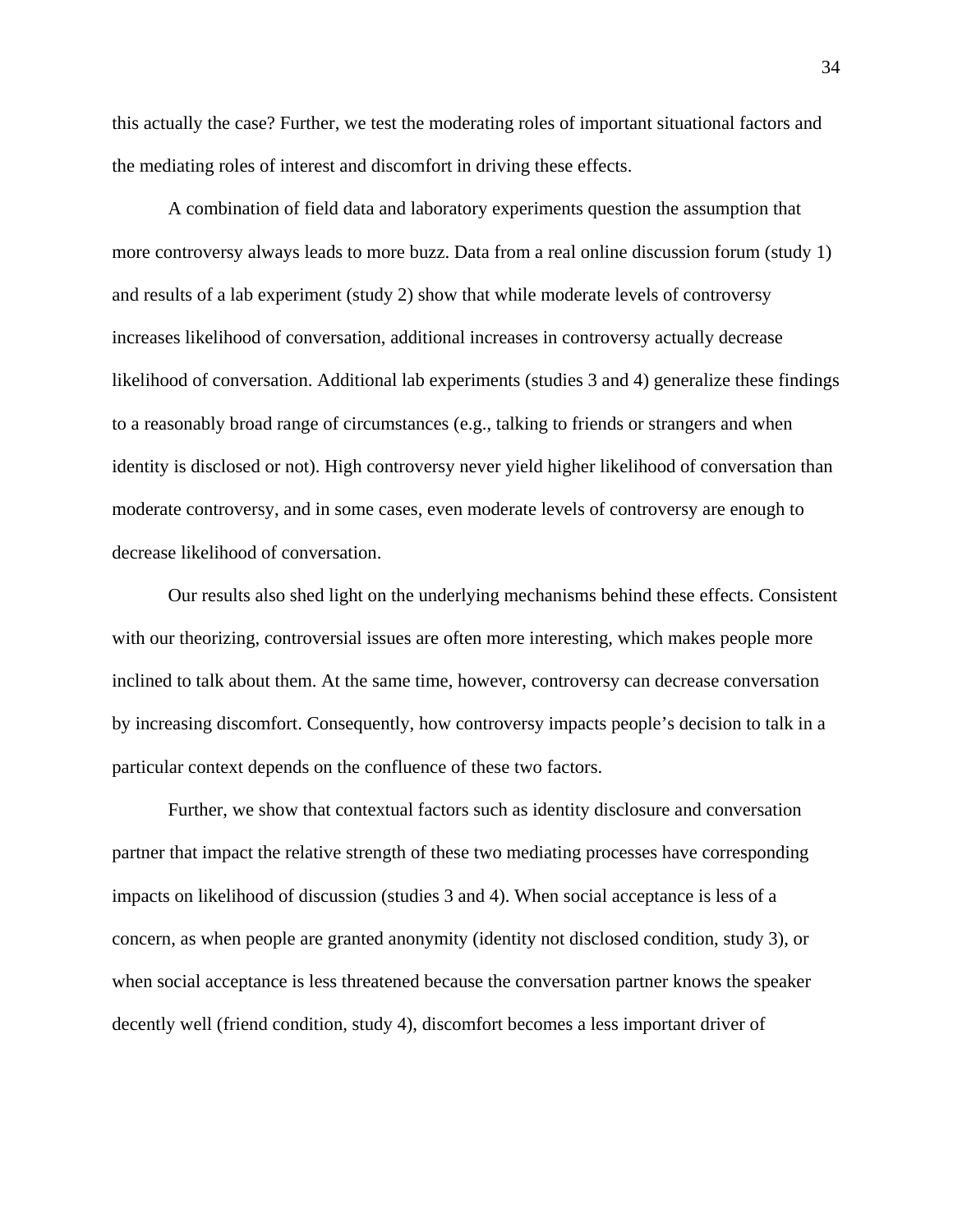this actually the case? Further, we test the moderating roles of important situational factors and the mediating roles of interest and discomfort in driving these effects.

A combination of field data and laboratory experiments question the assumption that more controversy always leads to more buzz. Data from a real online discussion forum (study 1) and results of a lab experiment (study 2) show that while moderate levels of controversy increases likelihood of conversation, additional increases in controversy actually decrease likelihood of conversation. Additional lab experiments (studies 3 and 4) generalize these findings to a reasonably broad range of circumstances (e.g., talking to friends or strangers and when identity is disclosed or not). High controversy never yield higher likelihood of conversation than moderate controversy, and in some cases, even moderate levels of controversy are enough to decrease likelihood of conversation.

Our results also shed light on the underlying mechanisms behind these effects. Consistent with our theorizing, controversial issues are often more interesting, which makes people more inclined to talk about them. At the same time, however, controversy can decrease conversation by increasing discomfort. Consequently, how controversy impacts people's decision to talk in a particular context depends on the confluence of these two factors.

Further, we show that contextual factors such as identity disclosure and conversation partner that impact the relative strength of these two mediating processes have corresponding impacts on likelihood of discussion (studies 3 and 4). When social acceptance is less of a concern, as when people are granted anonymity (identity not disclosed condition, study 3), or when social acceptance is less threatened because the conversation partner knows the speaker decently well (friend condition, study 4), discomfort becomes a less important driver of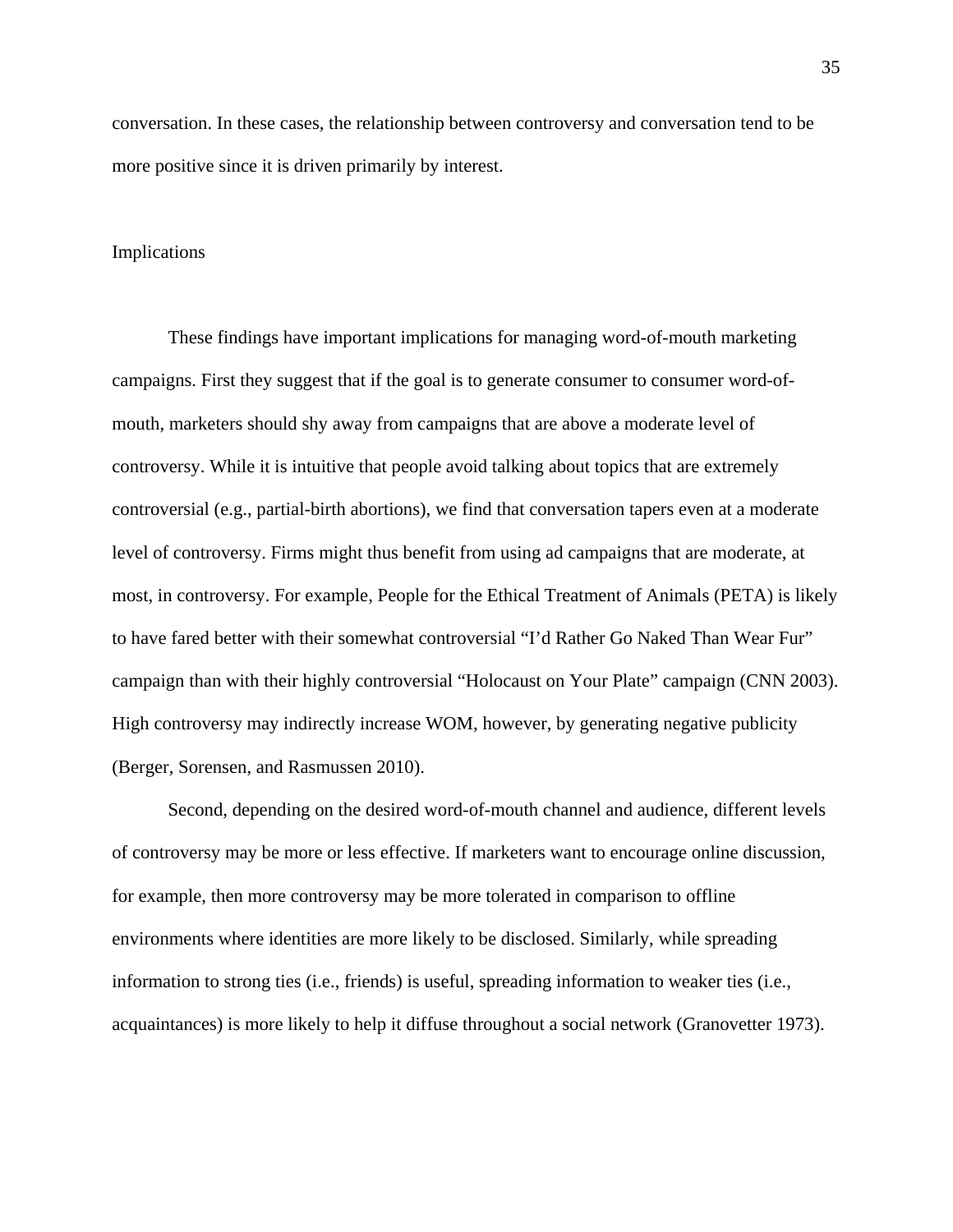conversation. In these cases, the relationship between controversy and conversation tend to be more positive since it is driven primarily by interest.

## Implications

These findings have important implications for managing word-of-mouth marketing campaigns. First they suggest that if the goal is to generate consumer to consumer word-of-mouth, marketers should shy away from campaigns that are above a moderate level of controversy. While it is intuitive that people avoid talking about topics that are extremely controversial (e.g., partial-birth abortions), we find that conversation tapers even at a moderate level of controversy. Firms might thus benefit from using ad campaigns that are moderate, at most, in controversy. For example, People for the Ethical Treatment of Animals (PETA) is likely to have fared better with their somewhat controversial "I'd Rather Go Naked Than Wear Fur" campaign than with their highly controversial "Holocaust on Your Plate" campaign (CNN 2003). High controversy may indirectly increase WOM, however, by generating negative publicity (Berger, Sorensen, and Rasmussen 2010).

Second, depending on the desired word-of-mouth channel and audience, different levels of controversy may be more or less effective. If marketers want to encourage online discussion, for example, then more controversy may be more tolerated in comparison to offline environments where identities are more likely to be disclosed. Similarly, while spreading information to strong ties (i.e., friends) is useful, spreading information to weaker ties (i.e., acquaintances) is more likely to help it diffuse throughout a social network (Granovetter 1973).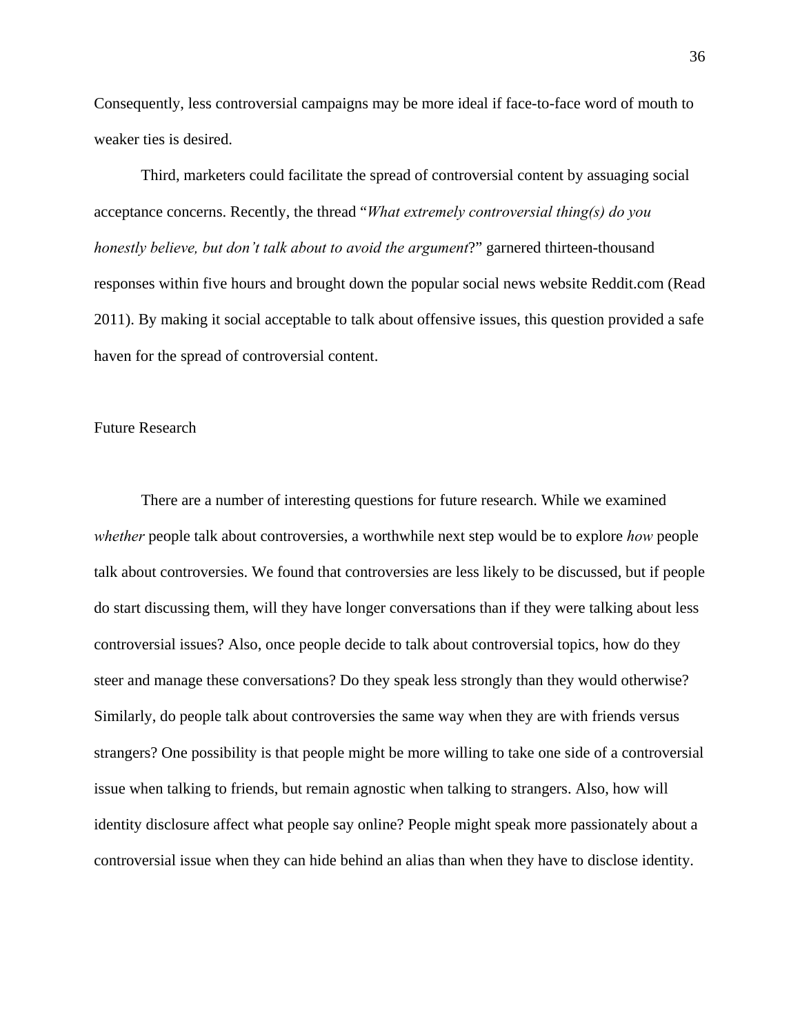Consequently, less controversial campaigns may be more ideal if face-to-face word of mouth to weaker ties is desired.

Third, marketers could facilitate the spread of controversial content by assuaging social acceptance concerns. Recently, the thread "*What extremely controversial thing(s) do you honestly believe, but don't talk about to avoid the argument*?" garnered thirteen-thousand responses within five hours and brought down the popular social news website Reddit.com (Read 2011). By making it social acceptable to talk about offensive issues, this question provided a safe haven for the spread of controversial content.

## Future Research

There are a number of interesting questions for future research. While we examined *whether* people talk about controversies, a worthwhile next step would be to explore *how* people talk about controversies. We found that controversies are less likely to be discussed, but if people do start discussing them, will they have longer conversations than if they were talking about less controversial issues? Also, once people decide to talk about controversial topics, how do they steer and manage these conversations? Do they speak less strongly than they would otherwise? Similarly, do people talk about controversies the same way when they are with friends versus strangers? One possibility is that people might be more willing to take one side of a controversial issue when talking to friends, but remain agnostic when talking to strangers. Also, how will identity disclosure affect what people say online? People might speak more passionately about a controversial issue when they can hide behind an alias than when they have to disclose identity.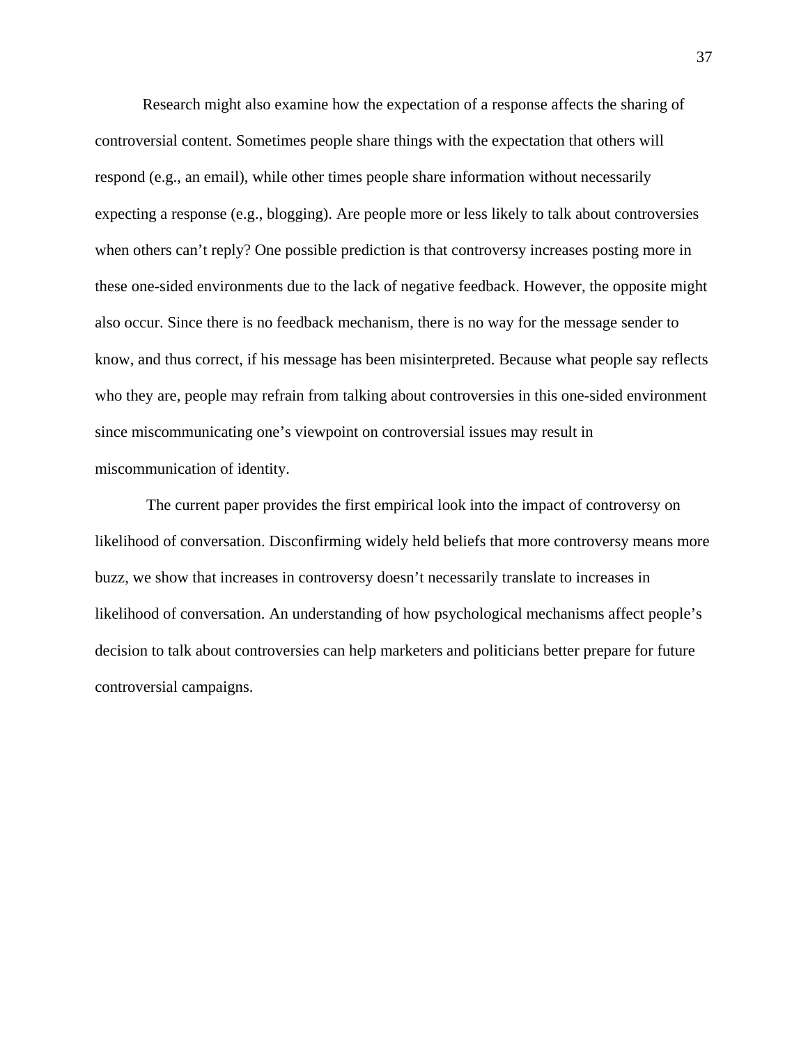Research might also examine how the expectation of a response affects the sharing of controversial content. Sometimes people share things with the expectation that others will respond (e.g., an email), while other times people share information without necessarily expecting a response (e.g., blogging). Are people more or less likely to talk about controversies when others can't reply? One possible prediction is that controversy increases posting more in these one-sided environments due to the lack of negative feedback. However, the opposite might also occur. Since there is no feedback mechanism, there is no way for the message sender to know, and thus correct, if his message has been misinterpreted. Because what people say reflects who they are, people may refrain from talking about controversies in this one-sided environment since miscommunicating one's viewpoint on controversial issues may result in miscommunication of identity.

The current paper provides the first empirical look into the impact of controversy on likelihood of conversation. Disconfirming widely held beliefs that more controversy means more buzz, we show that increases in controversy doesn't necessarily translate to increases in likelihood of conversation. An understanding of how psychological mechanisms affect people's decision to talk about controversies can help marketers and politicians better prepare for future controversial campaigns.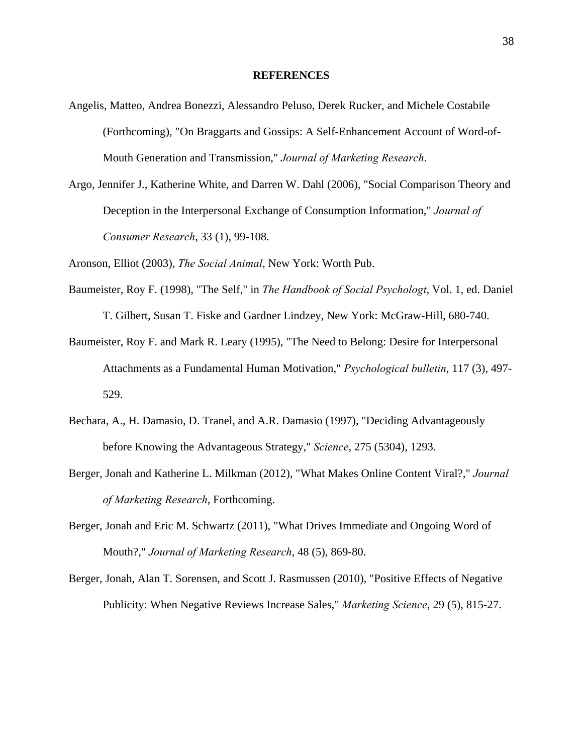# REFERENCES

Angelis, Matteo, Andrea Bonezzi, Alessandro Peluso, Derek Rucker, and Michele Costabile (Forthcoming), "On Braggarts and Gossips: A Self-Enhancement Account of Word-of-Mouth Generation and Transmission," *Journal of Marketing Research*.

Argo, Jennifer J., Katherine White, and Darren W. Dahl (2006), "Social Comparison Theory and Deception in the Interpersonal Exchange of Consumption Information," *Journal of Consumer Research*, 33 (1), 99-108.

Aronson, Elliot (2003), *The Social Animal*, New York: Worth Pub.

Baumeister, Roy F. (1998), "The Self," in *The Handbook of Social Psychologt*, Vol. 1, ed. Daniel T. Gilbert, Susan T. Fiske and Gardner Lindzey, New York: McGraw-Hill, 680-740.

Baumeister, Roy F. and Mark R. Leary (1995), "The Need to Belong: Desire for Interpersonal Attachments as a Fundamental Human Motivation," *Psychological bulletin*, 117 (3), 497-529.

Bechara, A., H. Damasio, D. Tranel, and A.R. Damasio (1997), "Deciding Advantageously before Knowing the Advantageous Strategy," *Science*, 275 (5304), 1293.

Berger, Jonah and Katherine L. Milkman (2012), "What Makes Online Content Viral?," *Journal of Marketing Research*, Forthcoming.

Berger, Jonah and Eric M. Schwartz (2011), "What Drives Immediate and Ongoing Word of Mouth?," *Journal of Marketing Research*, 48 (5), 869-80.

Berger, Jonah, Alan T. Sorensen, and Scott J. Rasmussen (2010), "Positive Effects of Negative Publicity: When Negative Reviews Increase Sales," *Marketing Science*, 29 (5), 815-27.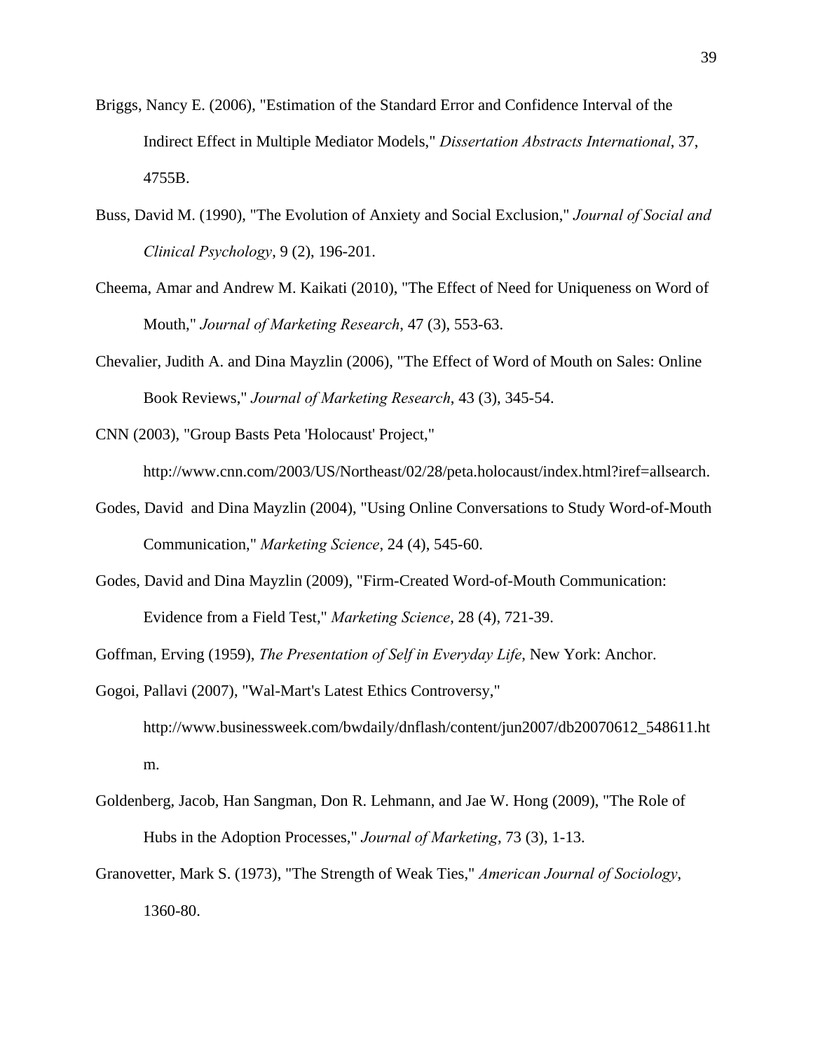Briggs, Nancy E. (2006), "Estimation of the Standard Error and Confidence Interval of the Indirect Effect in Multiple Mediator Models," *Dissertation Abstracts International*, 37, 4755B.

Buss, David M. (1990), "The Evolution of Anxiety and Social Exclusion," *Journal of Social and Clinical Psychology*, 9 (2), 196-201.

Cheema, Amar and Andrew M. Kaikati (2010), "The Effect of Need for Uniqueness on Word of Mouth," *Journal of Marketing Research*, 47 (3), 553-63.

Chevalier, Judith A. and Dina Mayzlin (2006), "The Effect of Word of Mouth on Sales: Online Book Reviews," *Journal of Marketing Research*, 43 (3), 345-54.

CNN (2003), "Group Basts Peta 'Holocaust' Project," http://www.cnn.com/2003/US/Northeast/02/28/peta.holocaust/index.html?iref=allsearch.

Godes, David and Dina Mayzlin (2004), "Using Online Conversations to Study Word-of-Mouth Communication," *Marketing Science*, 24 (4), 545-60.

Godes, David and Dina Mayzlin (2009), "Firm-Created Word-of-Mouth Communication: Evidence from a Field Test," *Marketing Science*, 28 (4), 721-39.

Goffman, Erving (1959), *The Presentation of Self in Everyday Life*, New York: Anchor.

Gogoi, Pallavi (2007), "Wal-Mart's Latest Ethics Controversy," http://www.businessweek.com/bwdaily/dnflash/content/jun2007/db20070612_548611.htm.

Goldenberg, Jacob, Han Sangman, Don R. Lehmann, and Jae W. Hong (2009), "The Role of Hubs in the Adoption Processes," *Journal of Marketing*, 73 (3), 1-13.

Granovetter, Mark S. (1973), "The Strength of Weak Ties," *American Journal of Sociology*, 1360-80.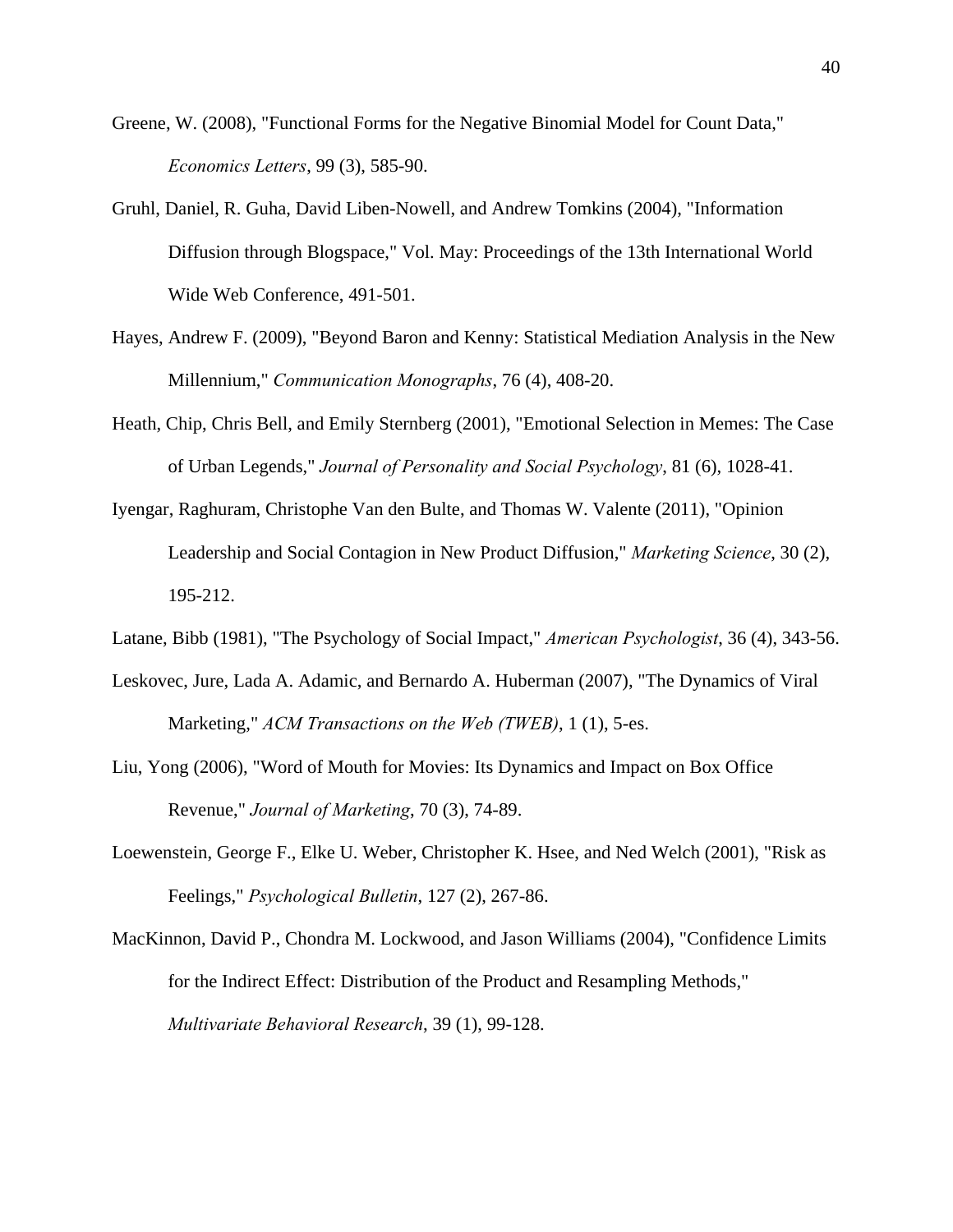Greene, W. (2008), "Functional Forms for the Negative Binomial Model for Count Data," *Economics Letters*, 99 (3), 585-90.

Gruhl, Daniel, R. Guha, David Liben-Nowell, and Andrew Tomkins (2004), "Information Diffusion through Blogspace," Vol. May: Proceedings of the 13th International World Wide Web Conference, 491-501.

Hayes, Andrew F. (2009), "Beyond Baron and Kenny: Statistical Mediation Analysis in the New Millennium," *Communication Monographs*, 76 (4), 408-20.

Heath, Chip, Chris Bell, and Emily Sternberg (2001), "Emotional Selection in Memes: The Case of Urban Legends," *Journal of Personality and Social Psychology*, 81 (6), 1028-41.

Iyengar, Raghuram, Christophe Van den Bulte, and Thomas W. Valente (2011), "Opinion Leadership and Social Contagion in New Product Diffusion," *Marketing Science*, 30 (2), 195-212.

Latane, Bibb (1981), "The Psychology of Social Impact," *American Psychologist*, 36 (4), 343-56.

Leskovec, Jure, Lada A. Adamic, and Bernardo A. Huberman (2007), "The Dynamics of Viral Marketing," *ACM Transactions on the Web (TWEB)*, 1 (1), 5-es.

Liu, Yong (2006), "Word of Mouth for Movies: Its Dynamics and Impact on Box Office Revenue," *Journal of Marketing*, 70 (3), 74-89.

Loewenstein, George F., Elke U. Weber, Christopher K. Hsee, and Ned Welch (2001), "Risk as Feelings," *Psychological Bulletin*, 127 (2), 267-86.

MacKinnon, David P., Chondra M. Lockwood, and Jason Williams (2004), "Confidence Limits for the Indirect Effect: Distribution of the Product and Resampling Methods," *Multivariate Behavioral Research*, 39 (1), 99-128.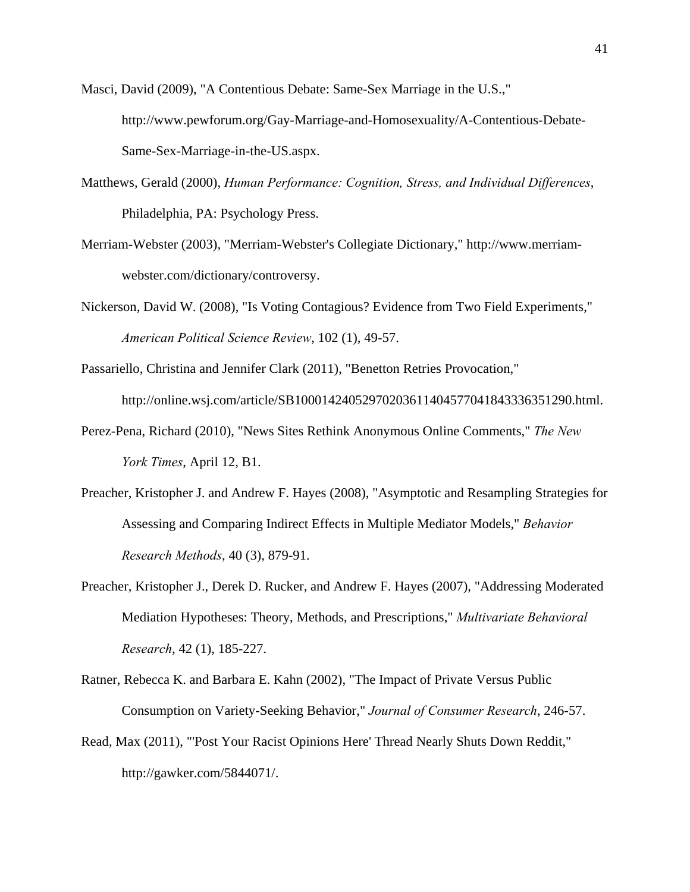Masci, David (2009), "A Contentious Debate: Same-Sex Marriage in the U.S.," http://www.pewforum.org/Gay-Marriage-and-Homosexuality/A-Contentious-Debate-Same-Sex-Marriage-in-the-US.aspx.

Matthews, Gerald (2000), *Human Performance: Cognition, Stress, and Individual Differences*, Philadelphia, PA: Psychology Press.

Merriam-Webster (2003), "Merriam-Webster's Collegiate Dictionary," http://www.merriam-webster.com/dictionary/controversy.

Nickerson, David W. (2008), "Is Voting Contagious? Evidence from Two Field Experiments," *American Political Science Review*, 102 (1), 49-57.

Passariello, Christina and Jennifer Clark (2011), "Benetton Retries Provocation," http://online.wsj.com/article/SB10001424052970203611404577041843336351290.html.

Perez-Pena, Richard (2010), "News Sites Rethink Anonymous Online Comments," *The New York Times*, April 12, B1.

Preacher, Kristopher J. and Andrew F. Hayes (2008), "Asymptotic and Resampling Strategies for Assessing and Comparing Indirect Effects in Multiple Mediator Models," *Behavior Research Methods*, 40 (3), 879-91.

Preacher, Kristopher J., Derek D. Rucker, and Andrew F. Hayes (2007), "Addressing Moderated Mediation Hypotheses: Theory, Methods, and Prescriptions," *Multivariate Behavioral Research*, 42 (1), 185-227.

Ratner, Rebecca K. and Barbara E. Kahn (2002), "The Impact of Private Versus Public Consumption on Variety-Seeking Behavior," *Journal of Consumer Research*, 246-57.

Read, Max (2011), "'Post Your Racist Opinions Here' Thread Nearly Shuts Down Reddit," http://gawker.com/5844071/.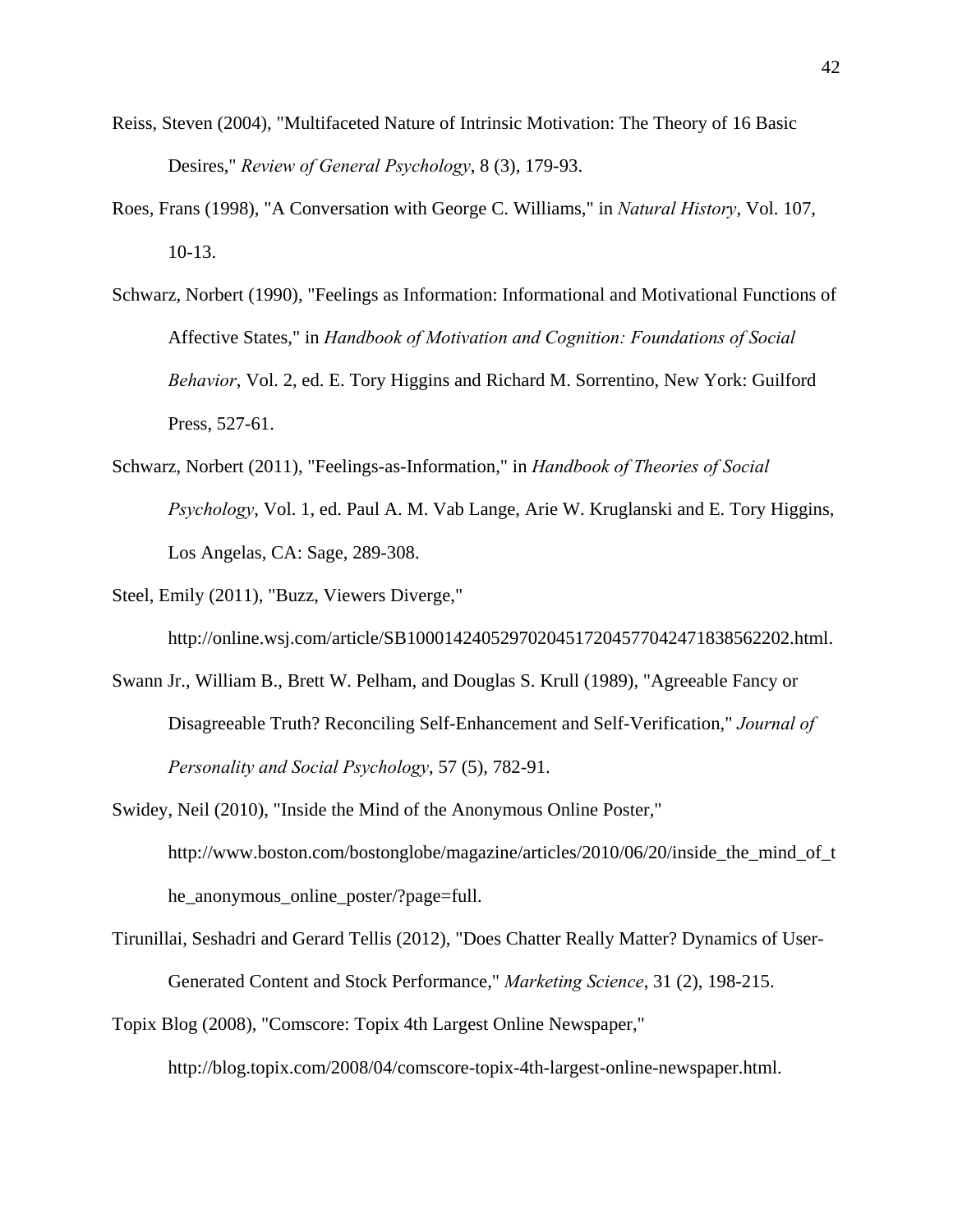Reiss, Steven (2004), "Multifaceted Nature of Intrinsic Motivation: The Theory of 16 Basic Desires," *Review of General Psychology*, 8 (3), 179-93.

Roes, Frans (1998), "A Conversation with George C. Williams," in *Natural History*, Vol. 107, 10-13.

Schwarz, Norbert (1990), "Feelings as Information: Informational and Motivational Functions of Affective States," in *Handbook of Motivation and Cognition: Foundations of Social Behavior*, Vol. 2, ed. E. Tory Higgins and Richard M. Sorrentino, New York: Guilford Press, 527-61.

Schwarz, Norbert (2011), "Feelings-as-Information," in *Handbook of Theories of Social Psychology*, Vol. 1, ed. Paul A. M. Vab Lange, Arie W. Kruglanski and E. Tory Higgins, Los Angelas, CA: Sage, 289-308.

Steel, Emily (2011), "Buzz, Viewers Diverge," http://online.wsj.com/article/SB10001424052970204517204577042471838562202.html.

Swann Jr., William B., Brett W. Pelham, and Douglas S. Krull (1989), "Agreeable Fancy or Disagreeable Truth? Reconciling Self-Enhancement and Self-Verification," *Journal of Personality and Social Psychology*, 57 (5), 782-91.

Swidey, Neil (2010), "Inside the Mind of the Anonymous Online Poster," http://www.boston.com/bostonglobe/magazine/articles/2010/06/20/inside_the_mind_of_the_anonymous_online_poster/?page=full.

Tirunillai, Seshadri and Gerard Tellis (2012), "Does Chatter Really Matter? Dynamics of User-Generated Content and Stock Performance," *Marketing Science*, 31 (2), 198-215.

Topix Blog (2008), "Comscore: Topix 4th Largest Online Newspaper," http://blog.topix.com/2008/04/comscore-topix-4th-largest-online-newspaper.html.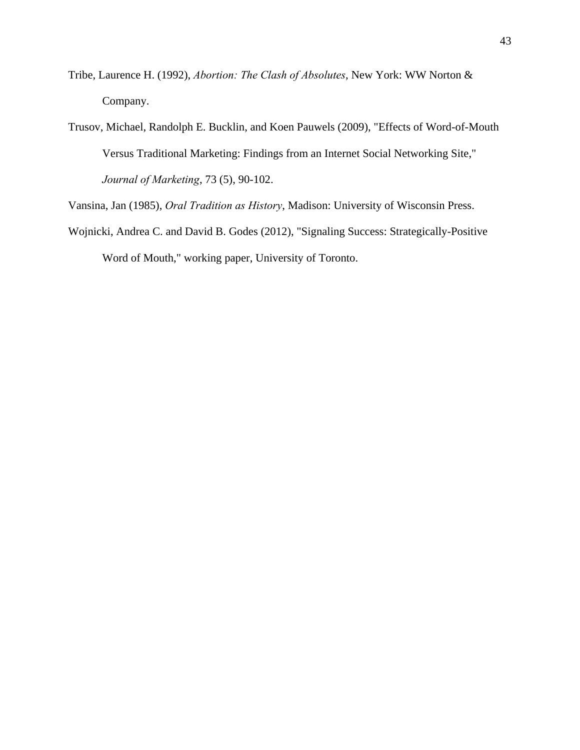Tribe, Laurence H. (1992), *Abortion: The Clash of Absolutes*, New York: WW Norton & Company.

Trusov, Michael, Randolph E. Bucklin, and Koen Pauwels (2009), "Effects of Word-of-Mouth Versus Traditional Marketing: Findings from an Internet Social Networking Site," *Journal of Marketing*, 73 (5), 90-102.

Vansina, Jan (1985), *Oral Tradition as History*, Madison: University of Wisconsin Press.

Wojnicki, Andrea C. and David B. Godes (2012), "Signaling Success: Strategically-Positive Word of Mouth," working paper, University of Toronto.